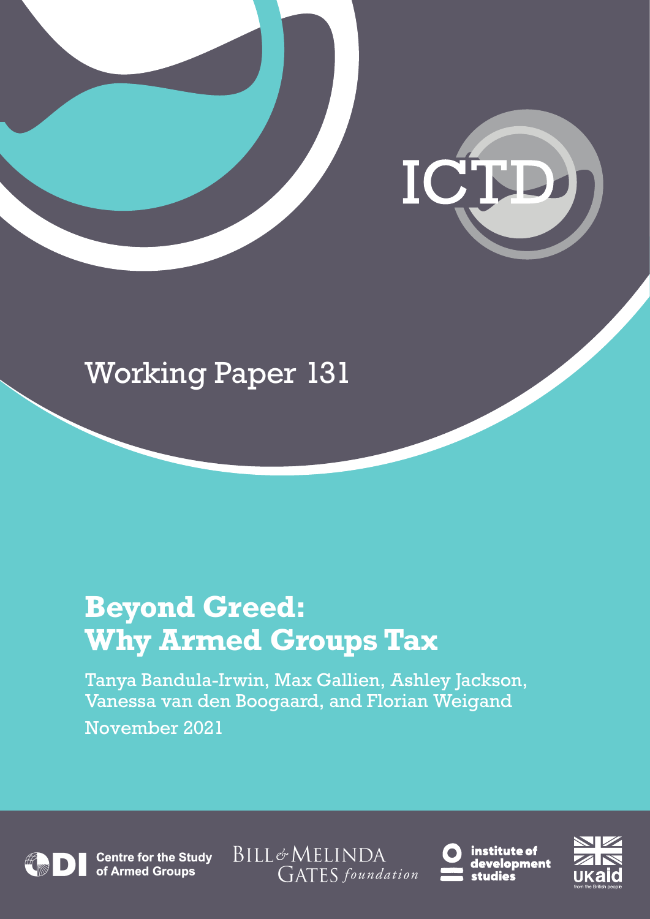ICTD

Working Paper 131

# Beyond Greed: Why Armed Groups Tax

Tanya Bandula-Irwin, Max Gallien, Ashley Jackson, Vanessa van den Boogaard, and Florian Weigand

November 2021

ODI Centre for the Study of Armed Groups

BILL & MELINDA GATES *foundation*

institute of development studies

UKaid from the British people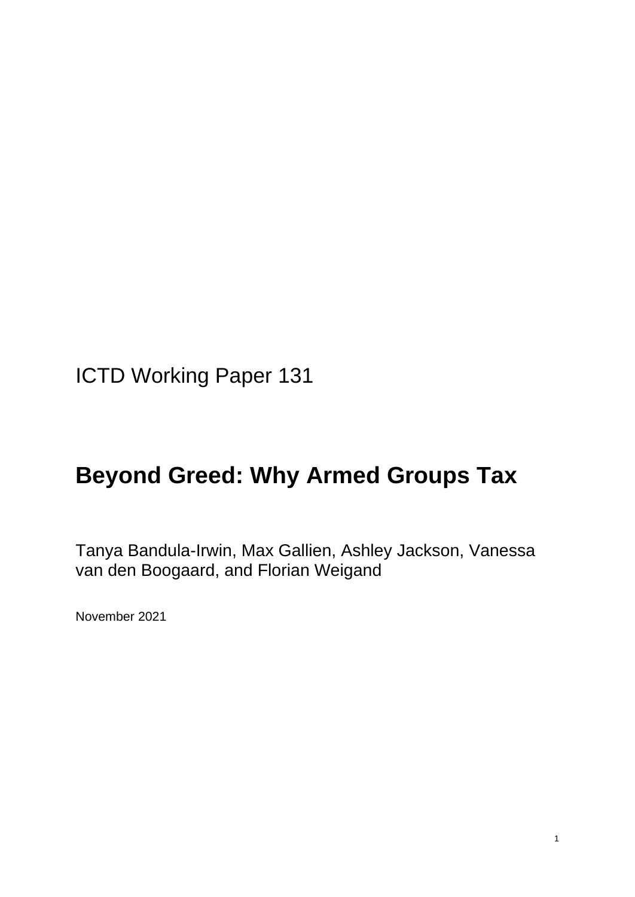ICTD Working Paper 131

# Beyond Greed: Why Armed Groups Tax

Tanya Bandula-Irwin, Max Gallien, Ashley Jackson, Vanessa van den Boogaard, and Florian Weigand

November 2021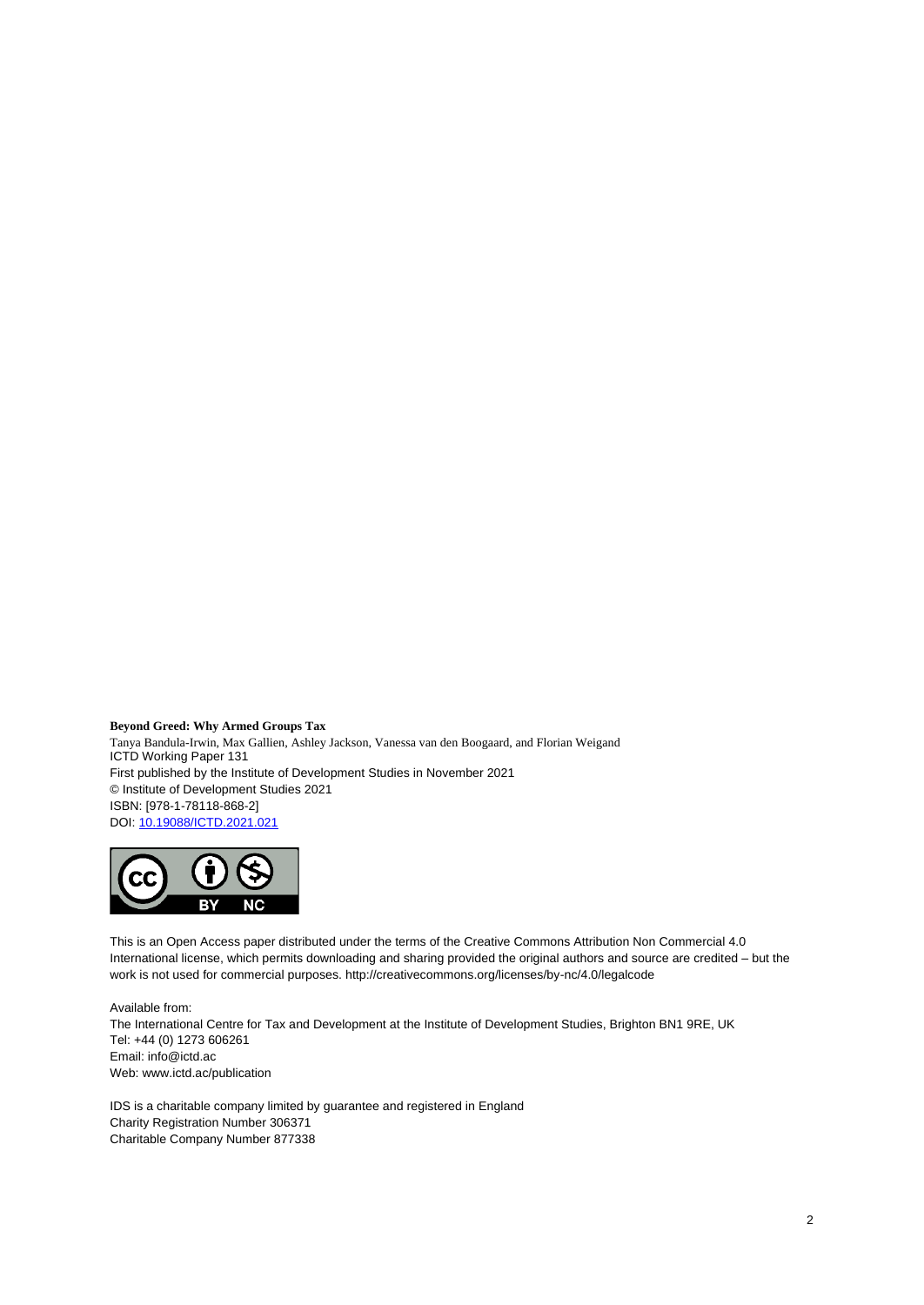**Beyond Greed: Why Armed Groups Tax**

Tanya Bandula-Irwin, Max Gallien, Ashley Jackson, Vanessa van den Boogaard, and Florian Weigand
ICTD Working Paper 131
First published by the Institute of Development Studies in November 2021
© Institute of Development Studies 2021
ISBN: [978-1-78118-868-2]
DOI: [10.19088/ICTD.2021.021](https://doi.org/10.19088/ICTD.2021.021)

This is an Open Access paper distributed under the terms of the Creative Commons Attribution Non Commercial 4.0 International license, which permits downloading and sharing provided the original authors and source are credited – but the work is not used for commercial purposes. http://creativecommons.org/licenses/by-nc/4.0/legalcode

Available from:
The International Centre for Tax and Development at the Institute of Development Studies, Brighton BN1 9RE, UK
Tel: +44 (0) 1273 606261
Email: info@ictd.ac
Web: www.ictd.ac/publication

IDS is a charitable company limited by guarantee and registered in England
Charity Registration Number 306371
Charitable Company Number 877338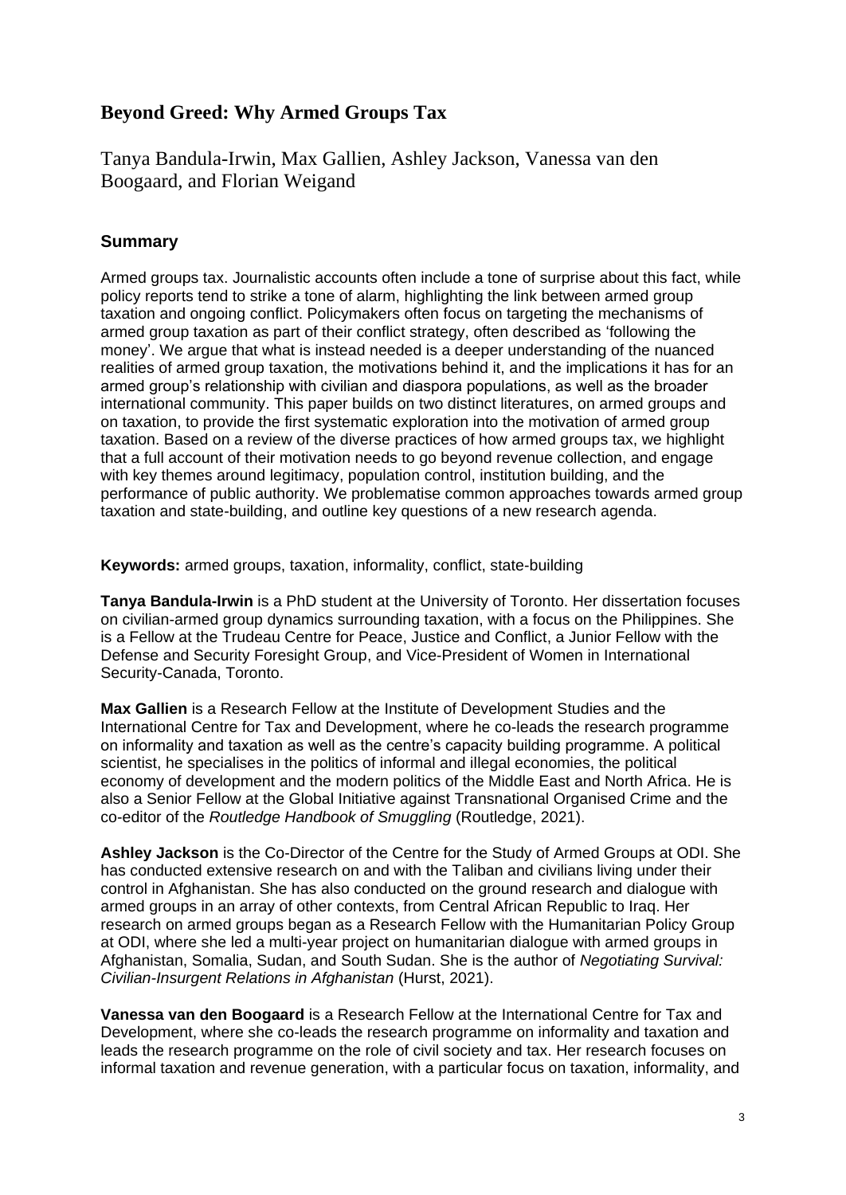# Beyond Greed: Why Armed Groups Tax

Tanya Bandula-Irwin, Max Gallien, Ashley Jackson, Vanessa van den Boogaard, and Florian Weigand

## Summary

Armed groups tax. Journalistic accounts often include a tone of surprise about this fact, while policy reports tend to strike a tone of alarm, highlighting the link between armed group taxation and ongoing conflict. Policymakers often focus on targeting the mechanisms of armed group taxation as part of their conflict strategy, often described as 'following the money'. We argue that what is instead needed is a deeper understanding of the nuanced realities of armed group taxation, the motivations behind it, and the implications it has for an armed group's relationship with civilian and diaspora populations, as well as the broader international community. This paper builds on two distinct literatures, on armed groups and on taxation, to provide the first systematic exploration into the motivation of armed group taxation. Based on a review of the diverse practices of how armed groups tax, we highlight that a full account of their motivation needs to go beyond revenue collection, and engage with key themes around legitimacy, population control, institution building, and the performance of public authority. We problematise common approaches towards armed group taxation and state-building, and outline key questions of a new research agenda.

**Keywords:** armed groups, taxation, informality, conflict, state-building

**Tanya Bandula-Irwin** is a PhD student at the University of Toronto. Her dissertation focuses on civilian-armed group dynamics surrounding taxation, with a focus on the Philippines. She is a Fellow at the Trudeau Centre for Peace, Justice and Conflict, a Junior Fellow with the Defense and Security Foresight Group, and Vice-President of Women in International Security-Canada, Toronto.

**Max Gallien** is a Research Fellow at the Institute of Development Studies and the International Centre for Tax and Development, where he co-leads the research programme on informality and taxation as well as the centre's capacity building programme. A political scientist, he specialises in the politics of informal and illegal economies, the political economy of development and the modern politics of the Middle East and North Africa. He is also a Senior Fellow at the Global Initiative against Transnational Organised Crime and the co-editor of the *Routledge Handbook of Smuggling* (Routledge, 2021).

**Ashley Jackson** is the Co-Director of the Centre for the Study of Armed Groups at ODI. She has conducted extensive research on and with the Taliban and civilians living under their control in Afghanistan. She has also conducted on the ground research and dialogue with armed groups in an array of other contexts, from Central African Republic to Iraq. Her research on armed groups began as a Research Fellow with the Humanitarian Policy Group at ODI, where she led a multi-year project on humanitarian dialogue with armed groups in Afghanistan, Somalia, Sudan, and South Sudan. She is the author of *Negotiating Survival: Civilian-Insurgent Relations in Afghanistan* (Hurst, 2021).

**Vanessa van den Boogaard** is a Research Fellow at the International Centre for Tax and Development, where she co-leads the research programme on informality and taxation and leads the research programme on the role of civil society and tax. Her research focuses on informal taxation and revenue generation, with a particular focus on taxation, informality, and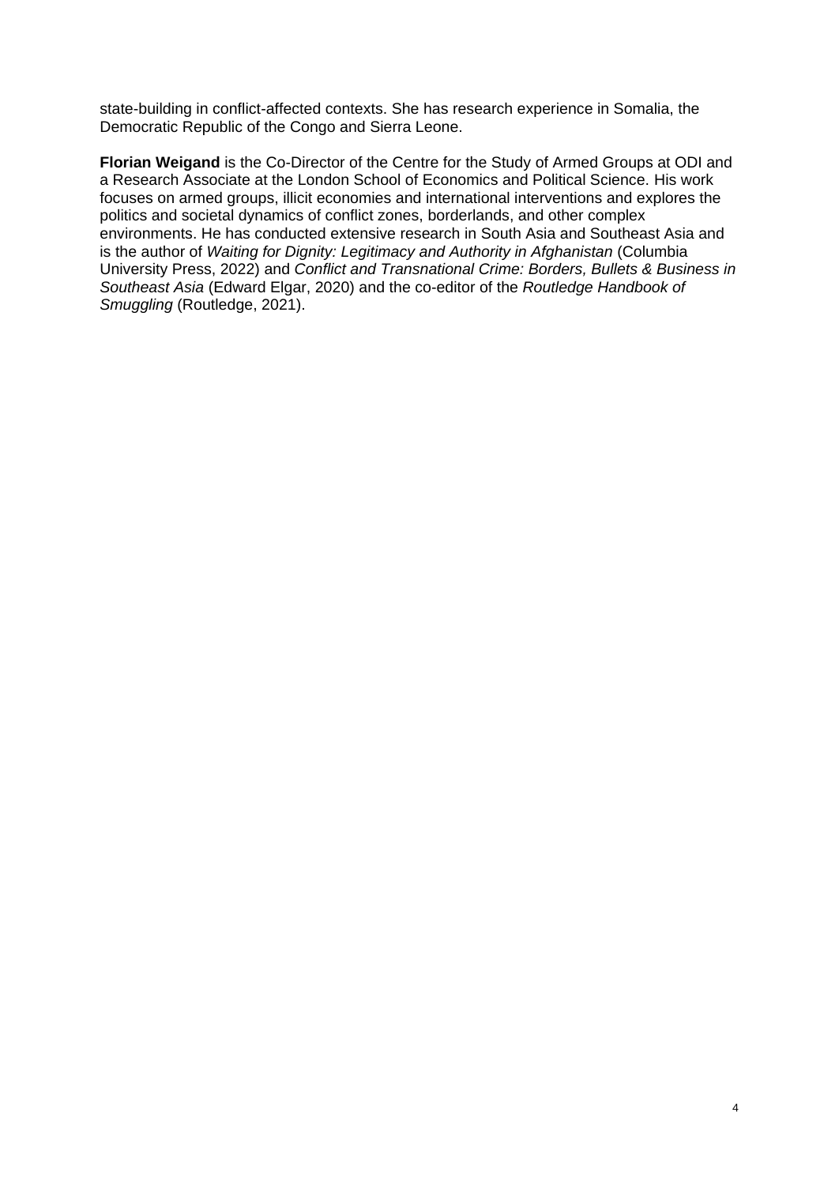state-building in conflict-affected contexts. She has research experience in Somalia, the Democratic Republic of the Congo and Sierra Leone.

**Florian Weigand** is the Co-Director of the Centre for the Study of Armed Groups at ODI and a Research Associate at the London School of Economics and Political Science. His work focuses on armed groups, illicit economies and international interventions and explores the politics and societal dynamics of conflict zones, borderlands, and other complex environments. He has conducted extensive research in South Asia and Southeast Asia and is the author of *Waiting for Dignity: Legitimacy and Authority in Afghanistan* (Columbia University Press, 2022) and *Conflict and Transnational Crime: Borders, Bullets & Business in Southeast Asia* (Edward Elgar, 2020) and the co-editor of the *Routledge Handbook of Smuggling* (Routledge, 2021).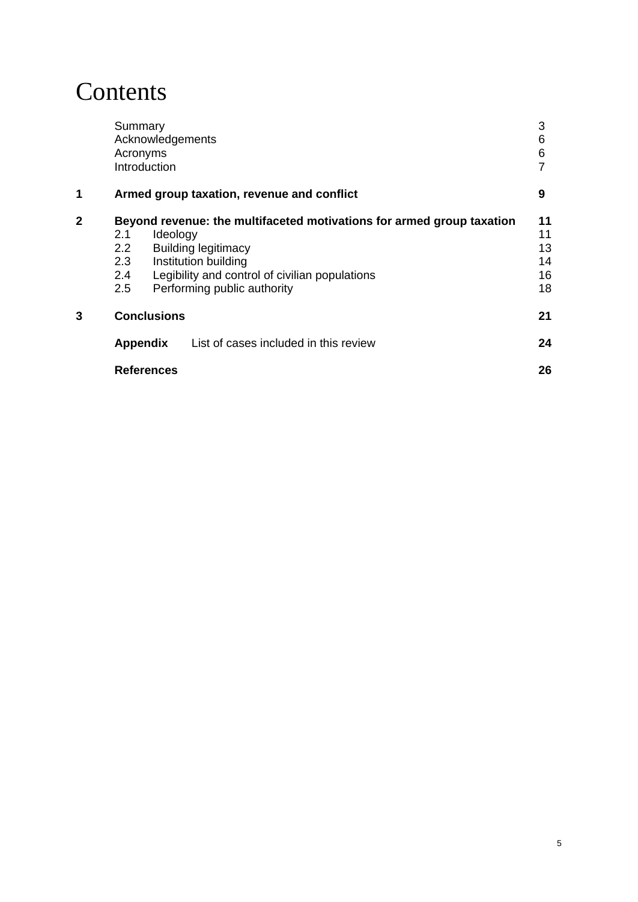# Contents

| | | |
|---|---|---|
| | Summary | 3 |
| | Acknowledgements | 6 |
| | Acronyms | 6 |
| | Introduction | 7 |
| **1** | **Armed group taxation, revenue and conflict** | **9** |
| **2** | **Beyond revenue: the multifaceted motivations for armed group taxation** | **11** |
| | 2.1 Ideology | 11 |
| | 2.2 Building legitimacy | 13 |
| | 2.3 Institution building | 14 |
| | 2.4 Legibility and control of civilian populations | 16 |
| | 2.5 Performing public authority | 18 |
| **3** | **Conclusions** | **21** |
| | **Appendix** List of cases included in this review | **24** |
| | **References** | **26** |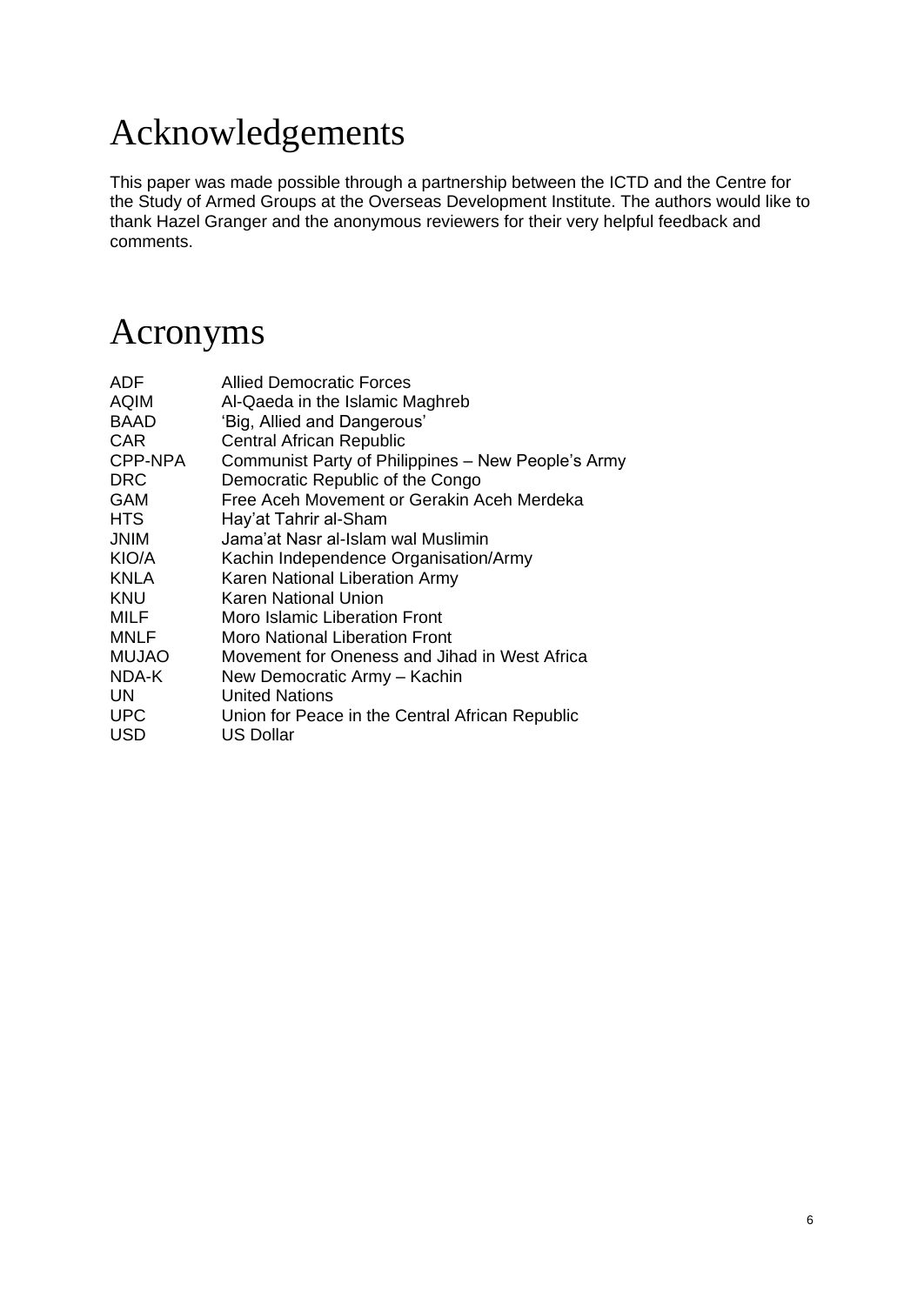# Acknowledgements

This paper was made possible through a partnership between the ICTD and the Centre for the Study of Armed Groups at the Overseas Development Institute. The authors would like to thank Hazel Granger and the anonymous reviewers for their very helpful feedback and comments.

# Acronyms

| | |
|---|---|
| ADF | Allied Democratic Forces |
| AQIM | Al-Qaeda in the Islamic Maghreb |
| BAAD | 'Big, Allied and Dangerous' |
| CAR | Central African Republic |
| CPP-NPA | Communist Party of Philippines – New People's Army |
| DRC | Democratic Republic of the Congo |
| GAM | Free Aceh Movement or Gerakin Aceh Merdeka |
| HTS | Hay'at Tahrir al-Sham |
| JNIM | Jama'at Nasr al-Islam wal Muslimin |
| KIO/A | Kachin Independence Organisation/Army |
| KNLA | Karen National Liberation Army |
| KNU | Karen National Union |
| MILF | Moro Islamic Liberation Front |
| MNLF | Moro National Liberation Front |
| MUJAO | Movement for Oneness and Jihad in West Africa |
| NDA-K | New Democratic Army – Kachin |
| UN | United Nations |
| UPC | Union for Peace in the Central African Republic |
| USD | US Dollar |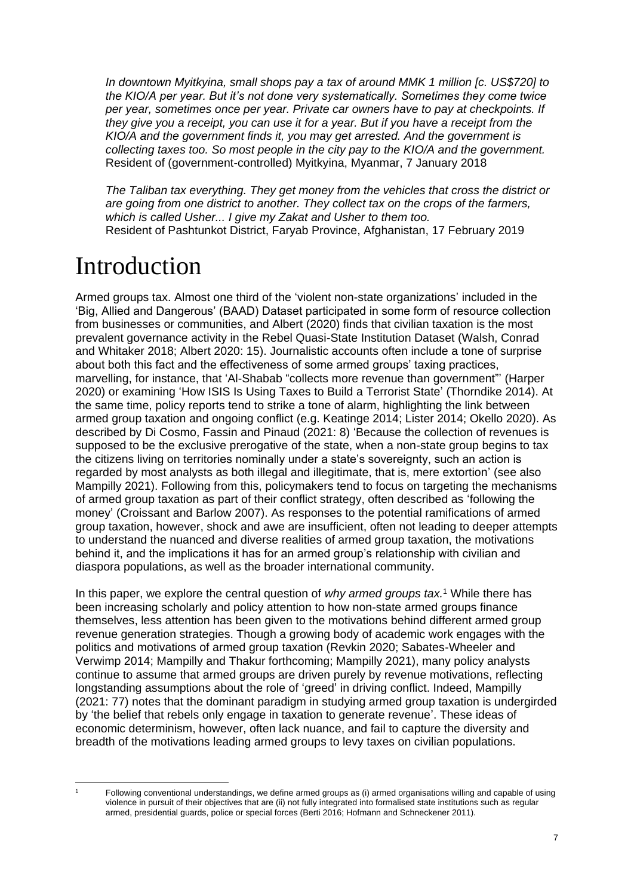*In downtown Myitkyina, small shops pay a tax of around MMK 1 million [c. US$720] to the KIO/A per year. But it's not done very systematically. Sometimes they come twice per year, sometimes once per year. Private car owners have to pay at checkpoints. If they give you a receipt, you can use it for a year. But if you have a receipt from the KIO/A and the government finds it, you may get arrested. And the government is collecting taxes too. So most people in the city pay to the KIO/A and the government.*
Resident of (government-controlled) Myitkyina, Myanmar, 7 January 2018

*The Taliban tax everything. They get money from the vehicles that cross the district or are going from one district to another. They collect tax on the crops of the farmers, which is called Usher... I give my Zakat and Usher to them too.*
Resident of Pashtunkot District, Faryab Province, Afghanistan, 17 February 2019

# Introduction

Armed groups tax. Almost one third of the 'violent non-state organizations' included in the 'Big, Allied and Dangerous' (BAAD) Dataset participated in some form of resource collection from businesses or communities, and Albert (2020) finds that civilian taxation is the most prevalent governance activity in the Rebel Quasi-State Institution Dataset (Walsh, Conrad and Whitaker 2018; Albert 2020: 15). Journalistic accounts often include a tone of surprise about both this fact and the effectiveness of some armed groups' taxing practices, marvelling, for instance, that 'Al-Shabab "collects more revenue than government"' (Harper 2020) or examining 'How ISIS Is Using Taxes to Build a Terrorist State' (Thorndike 2014). At the same time, policy reports tend to strike a tone of alarm, highlighting the link between armed group taxation and ongoing conflict (e.g. Keatinge 2014; Lister 2014; Okello 2020). As described by Di Cosmo, Fassin and Pinaud (2021: 8) 'Because the collection of revenues is supposed to be the exclusive prerogative of the state, when a non-state group begins to tax the citizens living on territories nominally under a state's sovereignty, such an action is regarded by most analysts as both illegal and illegitimate, that is, mere extortion' (see also Mampilly 2021). Following from this, policymakers tend to focus on targeting the mechanisms of armed group taxation as part of their conflict strategy, often described as 'following the money' (Croissant and Barlow 2007). As responses to the potential ramifications of armed group taxation, however, shock and awe are insufficient, often not leading to deeper attempts to understand the nuanced and diverse realities of armed group taxation, the motivations behind it, and the implications it has for an armed group's relationship with civilian and diaspora populations, as well as the broader international community.

In this paper, we explore the central question of *why armed groups tax.*[1] While there has been increasing scholarly and policy attention to how non-state armed groups finance themselves, less attention has been given to the motivations behind different armed group revenue generation strategies. Though a growing body of academic work engages with the politics and motivations of armed group taxation (Revkin 2020; Sabates-Wheeler and Verwimp 2014; Mampilly and Thakur forthcoming; Mampilly 2021), many policy analysts continue to assume that armed groups are driven purely by revenue motivations, reflecting longstanding assumptions about the role of 'greed' in driving conflict. Indeed, Mampilly (2021: 77) notes that the dominant paradigm in studying armed group taxation is undergirded by 'the belief that rebels only engage in taxation to generate revenue'. These ideas of economic determinism, however, often lack nuance, and fail to capture the diversity and breadth of the motivations leading armed groups to levy taxes on civilian populations.

[1] Following conventional understandings, we define armed groups as (i) armed organisations willing and capable of using violence in pursuit of their objectives that are (ii) not fully integrated into formalised state institutions such as regular armed, presidential guards, police or special forces (Berti 2016; Hofmann and Schneckener 2011).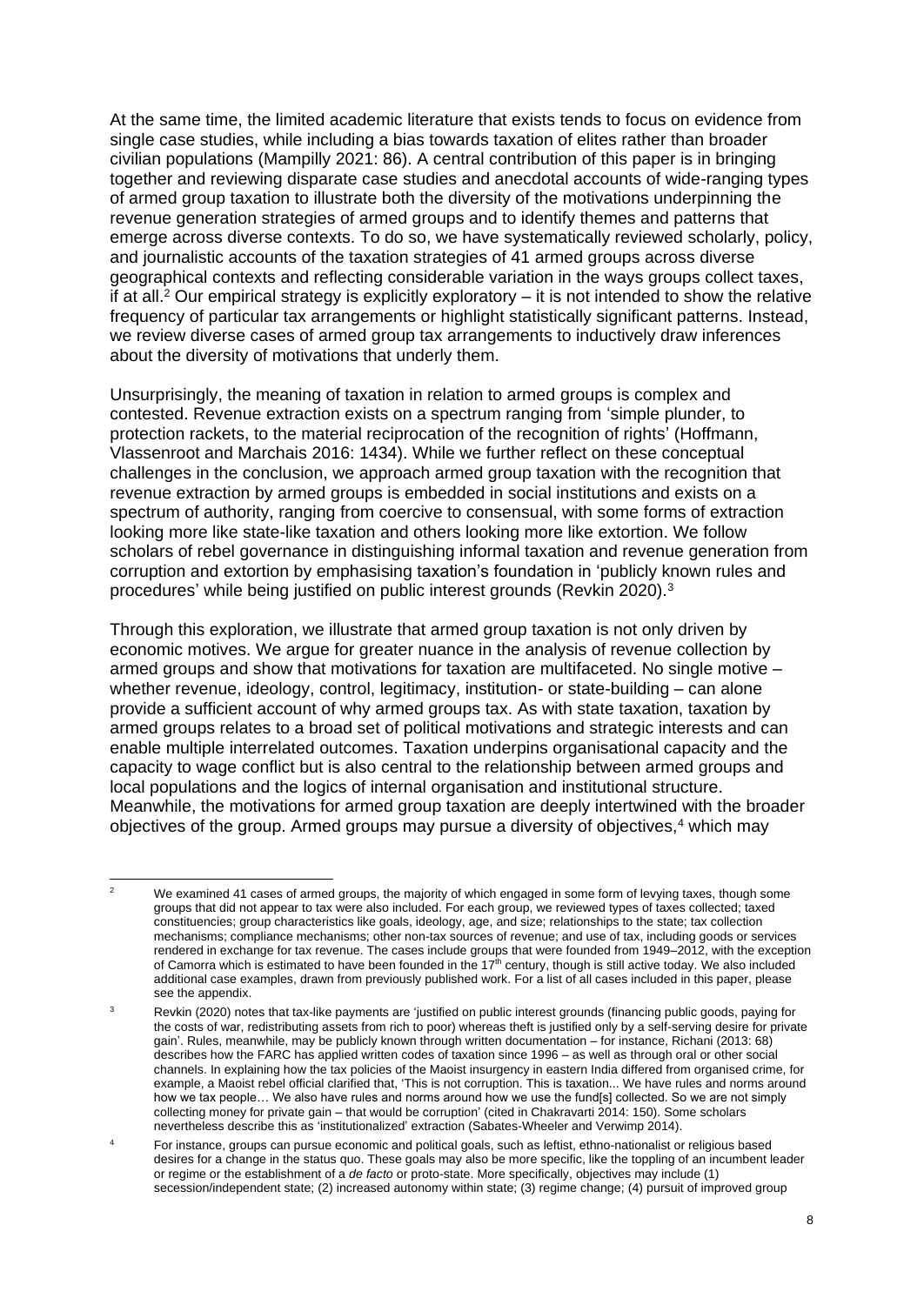At the same time, the limited academic literature that exists tends to focus on evidence from single case studies, while including a bias towards taxation of elites rather than broader civilian populations (Mampilly 2021: 86). A central contribution of this paper is in bringing together and reviewing disparate case studies and anecdotal accounts of wide-ranging types of armed group taxation to illustrate both the diversity of the motivations underpinning the revenue generation strategies of armed groups and to identify themes and patterns that emerge across diverse contexts. To do so, we have systematically reviewed scholarly, policy, and journalistic accounts of the taxation strategies of 41 armed groups across diverse geographical contexts and reflecting considerable variation in the ways groups collect taxes, if at all.[2] Our empirical strategy is explicitly exploratory – it is not intended to show the relative frequency of particular tax arrangements or highlight statistically significant patterns. Instead, we review diverse cases of armed group tax arrangements to inductively draw inferences about the diversity of motivations that underly them.

Unsurprisingly, the meaning of taxation in relation to armed groups is complex and contested. Revenue extraction exists on a spectrum ranging from 'simple plunder, to protection rackets, to the material reciprocation of the recognition of rights' (Hoffmann, Vlassenroot and Marchais 2016: 1434). While we further reflect on these conceptual challenges in the conclusion, we approach armed group taxation with the recognition that revenue extraction by armed groups is embedded in social institutions and exists on a spectrum of authority, ranging from coercive to consensual, with some forms of extraction looking more like state-like taxation and others looking more like extortion. We follow scholars of rebel governance in distinguishing informal taxation and revenue generation from corruption and extortion by emphasising taxation's foundation in 'publicly known rules and procedures' while being justified on public interest grounds (Revkin 2020).[3]

Through this exploration, we illustrate that armed group taxation is not only driven by economic motives. We argue for greater nuance in the analysis of revenue collection by armed groups and show that motivations for taxation are multifaceted. No single motive – whether revenue, ideology, control, legitimacy, institution- or state-building – can alone provide a sufficient account of why armed groups tax. As with state taxation, taxation by armed groups relates to a broad set of political motivations and strategic interests and can enable multiple interrelated outcomes. Taxation underpins organisational capacity and the capacity to wage conflict but is also central to the relationship between armed groups and local populations and the logics of internal organisation and institutional structure. Meanwhile, the motivations for armed group taxation are deeply intertwined with the broader objectives of the group. Armed groups may pursue a diversity of objectives,[4] which may

---

[2] We examined 41 cases of armed groups, the majority of which engaged in some form of levying taxes, though some groups that did not appear to tax were also included. For each group, we reviewed types of taxes collected; taxed constituencies; group characteristics like goals, ideology, age, and size; relationships to the state; tax collection mechanisms; compliance mechanisms; other non-tax sources of revenue; and use of tax, including goods or services rendered in exchange for tax revenue. The cases include groups that were founded from 1949–2012, with the exception of Camorra which is estimated to have been founded in the 17th century, though is still active today. We also included additional case examples, drawn from previously published work. For a list of all cases included in this paper, please see the appendix.

[3] Revkin (2020) notes that tax-like payments are 'justified on public interest grounds (financing public goods, paying for the costs of war, redistributing assets from rich to poor) whereas theft is justified only by a self-serving desire for private gain'. Rules, meanwhile, may be publicly known through written documentation – for instance, Richani (2013: 68) describes how the FARC has applied written codes of taxation since 1996 – as well as through oral or other social channels. In explaining how the tax policies of the Maoist insurgency in eastern India differed from organised crime, for example, a Maoist rebel official clarified that, 'This is not corruption. This is taxation... We have rules and norms around how we tax people… We also have rules and norms around how we use the fund[s] collected. So we are not simply collecting money for private gain – that would be corruption' (cited in Chakravarti 2014: 150). Some scholars nevertheless describe this as 'institutionalized' extraction (Sabates-Wheeler and Verwimp 2014).

[4] For instance, groups can pursue economic and political goals, such as leftist, ethno-nationalist or religious based desires for a change in the status quo. These goals may also be more specific, like the toppling of an incumbent leader or regime or the establishment of a *de facto* or proto-state. More specifically, objectives may include (1) secession/independent state; (2) increased autonomy within state; (3) regime change; (4) pursuit of improved group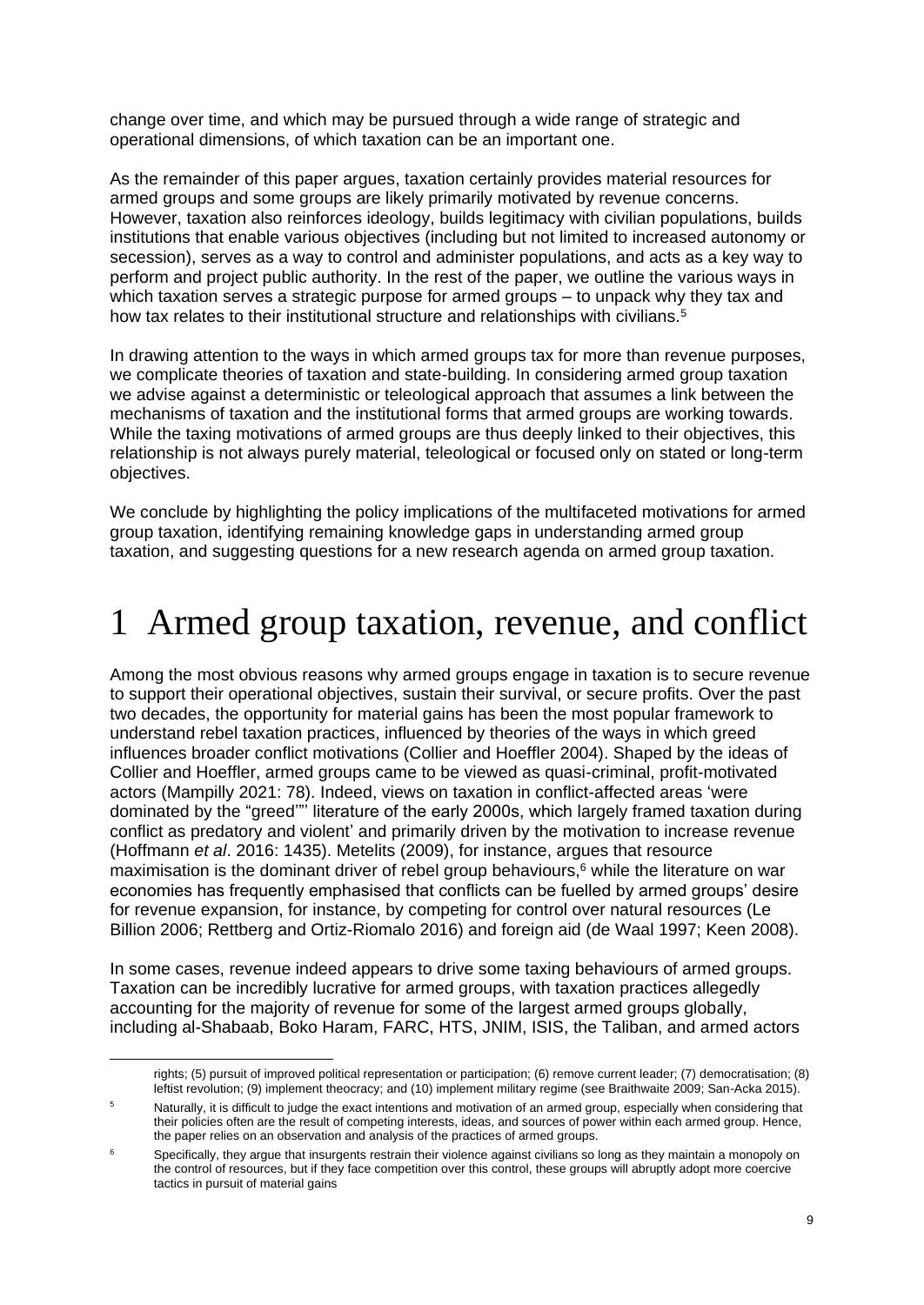change over time, and which may be pursued through a wide range of strategic and operational dimensions, of which taxation can be an important one.

As the remainder of this paper argues, taxation certainly provides material resources for armed groups and some groups are likely primarily motivated by revenue concerns. However, taxation also reinforces ideology, builds legitimacy with civilian populations, builds institutions that enable various objectives (including but not limited to increased autonomy or secession), serves as a way to control and administer populations, and acts as a key way to perform and project public authority. In the rest of the paper, we outline the various ways in which taxation serves a strategic purpose for armed groups – to unpack why they tax and how tax relates to their institutional structure and relationships with civilians.[5]

In drawing attention to the ways in which armed groups tax for more than revenue purposes, we complicate theories of taxation and state-building. In considering armed group taxation we advise against a deterministic or teleological approach that assumes a link between the mechanisms of taxation and the institutional forms that armed groups are working towards. While the taxing motivations of armed groups are thus deeply linked to their objectives, this relationship is not always purely material, teleological or focused only on stated or long-term objectives.

We conclude by highlighting the policy implications of the multifaceted motivations for armed group taxation, identifying remaining knowledge gaps in understanding armed group taxation, and suggesting questions for a new research agenda on armed group taxation.

# 1 Armed group taxation, revenue, and conflict

Among the most obvious reasons why armed groups engage in taxation is to secure revenue to support their operational objectives, sustain their survival, or secure profits. Over the past two decades, the opportunity for material gains has been the most popular framework to understand rebel taxation practices, influenced by theories of the ways in which greed influences broader conflict motivations (Collier and Hoeffler 2004). Shaped by the ideas of Collier and Hoeffler, armed groups came to be viewed as quasi-criminal, profit-motivated actors (Mampilly 2021: 78). Indeed, views on taxation in conflict-affected areas 'were dominated by the "greed"" literature of the early 2000s, which largely framed taxation during conflict as predatory and violent' and primarily driven by the motivation to increase revenue (Hoffmann *et al*. 2016: 1435). Metelits (2009), for instance, argues that resource maximisation is the dominant driver of rebel group behaviours,[6] while the literature on war economies has frequently emphasised that conflicts can be fuelled by armed groups' desire for revenue expansion, for instance, by competing for control over natural resources (Le Billion 2006; Rettberg and Ortiz-Riomalo 2016) and foreign aid (de Waal 1997; Keen 2008).

In some cases, revenue indeed appears to drive some taxing behaviours of armed groups. Taxation can be incredibly lucrative for armed groups, with taxation practices allegedly accounting for the majority of revenue for some of the largest armed groups globally, including al-Shabaab, Boko Haram, FARC, HTS, JNIM, ISIS, the Taliban, and armed actors

rights; (5) pursuit of improved political representation or participation; (6) remove current leader; (7) democratisation; (8) leftist revolution; (9) implement theocracy; and (10) implement military regime (see Braithwaite 2009; San-Acka 2015).

[5] Naturally, it is difficult to judge the exact intentions and motivation of an armed group, especially when considering that their policies often are the result of competing interests, ideas, and sources of power within each armed group. Hence, the paper relies on an observation and analysis of the practices of armed groups.

[6] Specifically, they argue that insurgents restrain their violence against civilians so long as they maintain a monopoly on the control of resources, but if they face competition over this control, these groups will abruptly adopt more coercive tactics in pursuit of material gains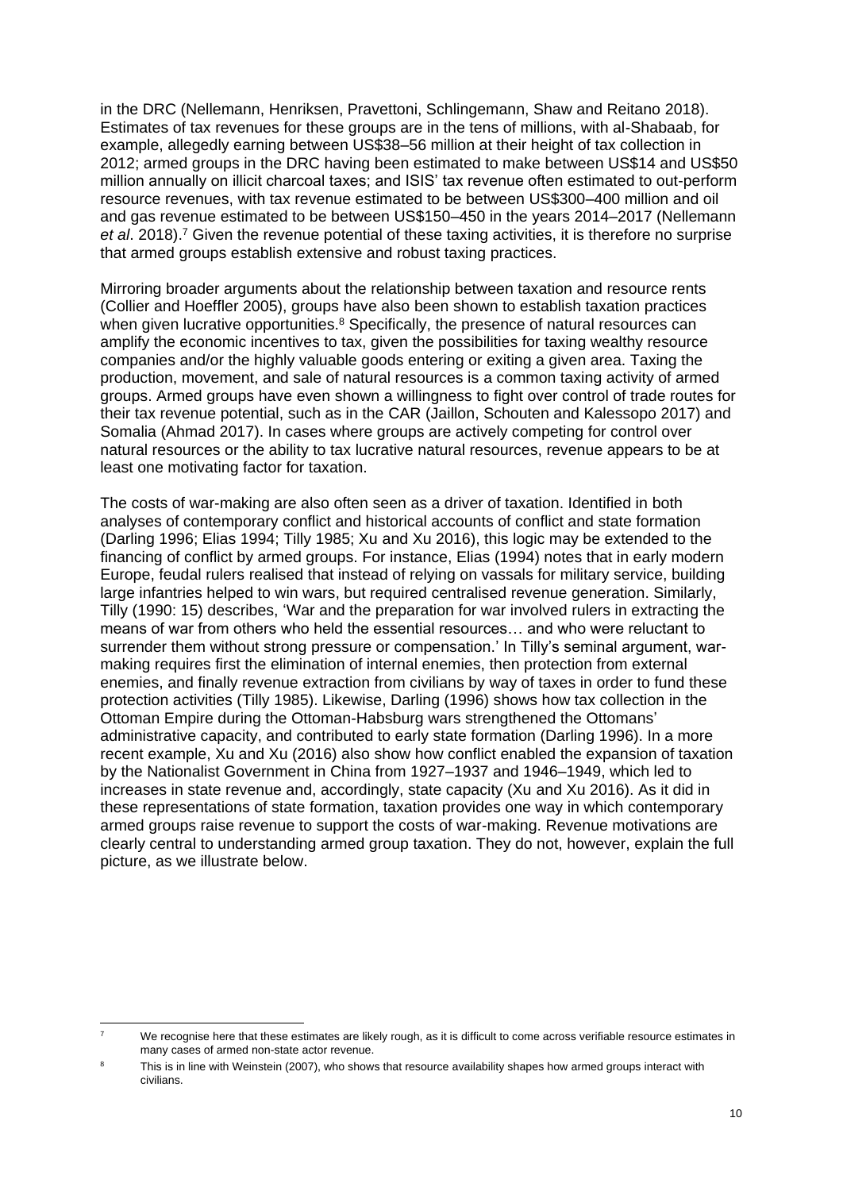in the DRC (Nellemann, Henriksen, Pravettoni, Schlingemann, Shaw and Reitano 2018). Estimates of tax revenues for these groups are in the tens of millions, with al-Shabaab, for example, allegedly earning between US$38–56 million at their height of tax collection in 2012; armed groups in the DRC having been estimated to make between US$14 and US$50 million annually on illicit charcoal taxes; and ISIS' tax revenue often estimated to out-perform resource revenues, with tax revenue estimated to be between US$300–400 million and oil and gas revenue estimated to be between US$150–450 in the years 2014–2017 (Nellemann *et al*. 2018).[7] Given the revenue potential of these taxing activities, it is therefore no surprise that armed groups establish extensive and robust taxing practices.

Mirroring broader arguments about the relationship between taxation and resource rents (Collier and Hoeffler 2005), groups have also been shown to establish taxation practices when given lucrative opportunities.[8] Specifically, the presence of natural resources can amplify the economic incentives to tax, given the possibilities for taxing wealthy resource companies and/or the highly valuable goods entering or exiting a given area. Taxing the production, movement, and sale of natural resources is a common taxing activity of armed groups. Armed groups have even shown a willingness to fight over control of trade routes for their tax revenue potential, such as in the CAR (Jaillon, Schouten and Kalessopo 2017) and Somalia (Ahmad 2017). In cases where groups are actively competing for control over natural resources or the ability to tax lucrative natural resources, revenue appears to be at least one motivating factor for taxation.

The costs of war-making are also often seen as a driver of taxation. Identified in both analyses of contemporary conflict and historical accounts of conflict and state formation (Darling 1996; Elias 1994; Tilly 1985; Xu and Xu 2016), this logic may be extended to the financing of conflict by armed groups. For instance, Elias (1994) notes that in early modern Europe, feudal rulers realised that instead of relying on vassals for military service, building large infantries helped to win wars, but required centralised revenue generation. Similarly, Tilly (1990: 15) describes, 'War and the preparation for war involved rulers in extracting the means of war from others who held the essential resources… and who were reluctant to surrender them without strong pressure or compensation.' In Tilly's seminal argument, war-making requires first the elimination of internal enemies, then protection from external enemies, and finally revenue extraction from civilians by way of taxes in order to fund these protection activities (Tilly 1985). Likewise, Darling (1996) shows how tax collection in the Ottoman Empire during the Ottoman-Habsburg wars strengthened the Ottomans' administrative capacity, and contributed to early state formation (Darling 1996). In a more recent example, Xu and Xu (2016) also show how conflict enabled the expansion of taxation by the Nationalist Government in China from 1927–1937 and 1946–1949, which led to increases in state revenue and, accordingly, state capacity (Xu and Xu 2016). As it did in these representations of state formation, taxation provides one way in which contemporary armed groups raise revenue to support the costs of war-making. Revenue motivations are clearly central to understanding armed group taxation. They do not, however, explain the full picture, as we illustrate below.

---

[7] We recognise here that these estimates are likely rough, as it is difficult to come across verifiable resource estimates in many cases of armed non-state actor revenue.

[8] This is in line with Weinstein (2007), who shows that resource availability shapes how armed groups interact with civilians.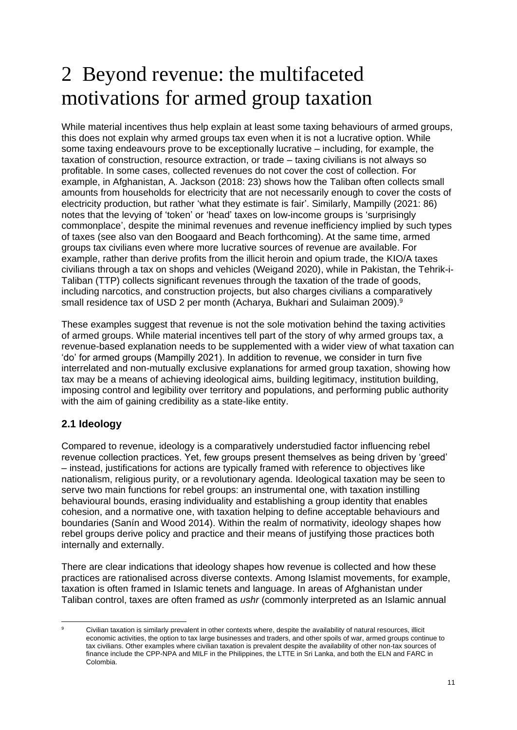# 2 Beyond revenue: the multifaceted motivations for armed group taxation

While material incentives thus help explain at least some taxing behaviours of armed groups, this does not explain why armed groups tax even when it is not a lucrative option. While some taxing endeavours prove to be exceptionally lucrative – including, for example, the taxation of construction, resource extraction, or trade – taxing civilians is not always so profitable. In some cases, collected revenues do not cover the cost of collection. For example, in Afghanistan, A. Jackson (2018: 23) shows how the Taliban often collects small amounts from households for electricity that are not necessarily enough to cover the costs of electricity production, but rather 'what they estimate is fair'. Similarly, Mampilly (2021: 86) notes that the levying of 'token' or 'head' taxes on low-income groups is 'surprisingly commonplace', despite the minimal revenues and revenue inefficiency implied by such types of taxes (see also van den Boogaard and Beach forthcoming). At the same time, armed groups tax civilians even where more lucrative sources of revenue are available. For example, rather than derive profits from the illicit heroin and opium trade, the KIO/A taxes civilians through a tax on shops and vehicles (Weigand 2020), while in Pakistan, the Tehrik-i-Taliban (TTP) collects significant revenues through the taxation of the trade of goods, including narcotics, and construction projects, but also charges civilians a comparatively small residence tax of USD 2 per month (Acharya, Bukhari and Sulaiman 2009).[9]

These examples suggest that revenue is not the sole motivation behind the taxing activities of armed groups. While material incentives tell part of the story of why armed groups tax, a revenue-based explanation needs to be supplemented with a wider view of what taxation can 'do' for armed groups (Mampilly 2021). In addition to revenue, we consider in turn five interrelated and non-mutually exclusive explanations for armed group taxation, showing how tax may be a means of achieving ideological aims, building legitimacy, institution building, imposing control and legibility over territory and populations, and performing public authority with the aim of gaining credibility as a state-like entity.

### 2.1 Ideology

Compared to revenue, ideology is a comparatively understudied factor influencing rebel revenue collection practices. Yet, few groups present themselves as being driven by 'greed' – instead, justifications for actions are typically framed with reference to objectives like nationalism, religious purity, or a revolutionary agenda. Ideological taxation may be seen to serve two main functions for rebel groups: an instrumental one, with taxation instilling behavioural bounds, erasing individuality and establishing a group identity that enables cohesion, and a normative one, with taxation helping to define acceptable behaviours and boundaries (Sanín and Wood 2014). Within the realm of normativity, ideology shapes how rebel groups derive policy and practice and their means of justifying those practices both internally and externally.

There are clear indications that ideology shapes how revenue is collected and how these practices are rationalised across diverse contexts. Among Islamist movements, for example, taxation is often framed in Islamic tenets and language. In areas of Afghanistan under Taliban control, taxes are often framed as *ushr* (commonly interpreted as an Islamic annual

---

[9] Civilian taxation is similarly prevalent in other contexts where, despite the availability of natural resources, illicit economic activities, the option to tax large businesses and traders, and other spoils of war, armed groups continue to tax civilians. Other examples where civilian taxation is prevalent despite the availability of other non-tax sources of finance include the CPP-NPA and MILF in the Philippines, the LTTE in Sri Lanka, and both the ELN and FARC in Colombia.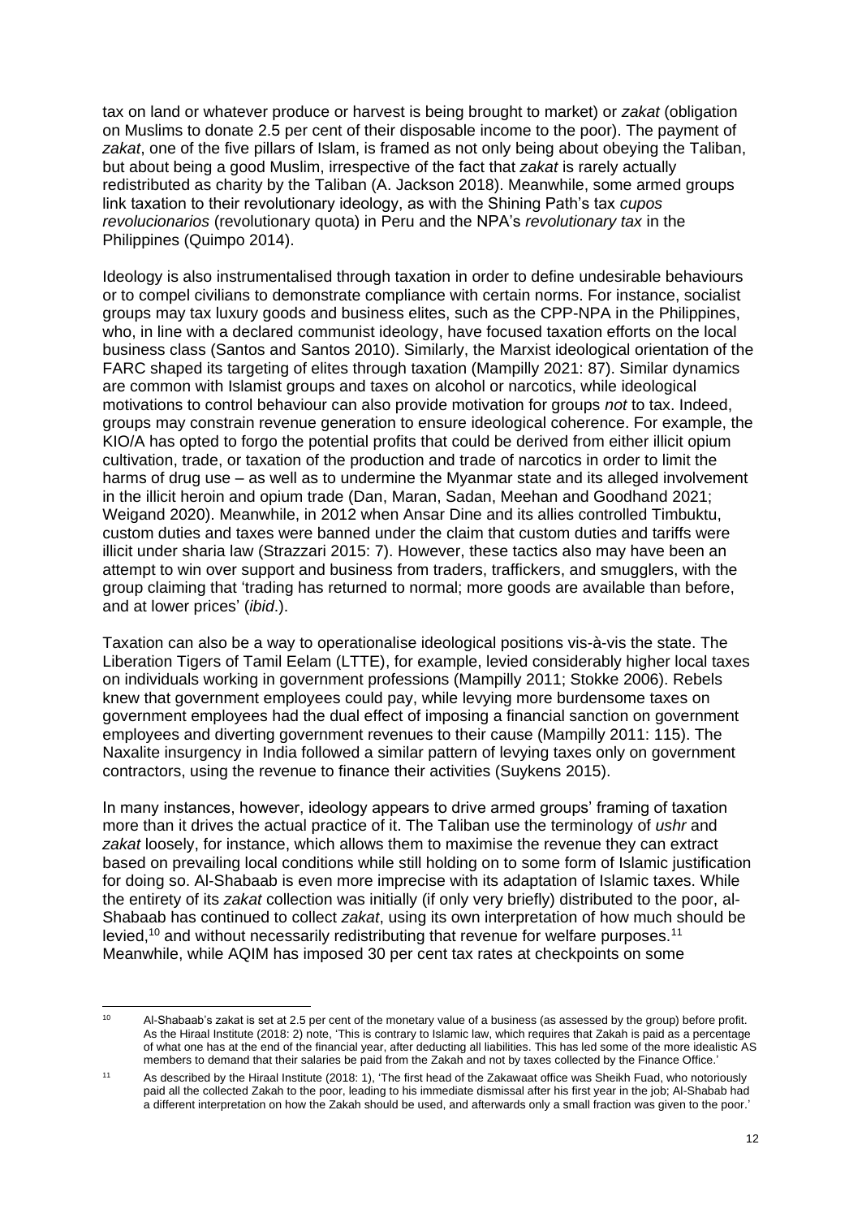tax on land or whatever produce or harvest is being brought to market) or *zakat* (obligation on Muslims to donate 2.5 per cent of their disposable income to the poor). The payment of *zakat*, one of the five pillars of Islam, is framed as not only being about obeying the Taliban, but about being a good Muslim, irrespective of the fact that *zakat* is rarely actually redistributed as charity by the Taliban (A. Jackson 2018). Meanwhile, some armed groups link taxation to their revolutionary ideology, as with the Shining Path's tax *cupos revolucionarios* (revolutionary quota) in Peru and the NPA's *revolutionary tax* in the Philippines (Quimpo 2014).

Ideology is also instrumentalised through taxation in order to define undesirable behaviours or to compel civilians to demonstrate compliance with certain norms. For instance, socialist groups may tax luxury goods and business elites, such as the CPP-NPA in the Philippines, who, in line with a declared communist ideology, have focused taxation efforts on the local business class (Santos and Santos 2010). Similarly, the Marxist ideological orientation of the FARC shaped its targeting of elites through taxation (Mampilly 2021: 87). Similar dynamics are common with Islamist groups and taxes on alcohol or narcotics, while ideological motivations to control behaviour can also provide motivation for groups *not* to tax. Indeed, groups may constrain revenue generation to ensure ideological coherence. For example, the KIO/A has opted to forgo the potential profits that could be derived from either illicit opium cultivation, trade, or taxation of the production and trade of narcotics in order to limit the harms of drug use – as well as to undermine the Myanmar state and its alleged involvement in the illicit heroin and opium trade (Dan, Maran, Sadan, Meehan and Goodhand 2021; Weigand 2020). Meanwhile, in 2012 when Ansar Dine and its allies controlled Timbuktu, custom duties and taxes were banned under the claim that custom duties and tariffs were illicit under sharia law (Strazzari 2015: 7). However, these tactics also may have been an attempt to win over support and business from traders, traffickers, and smugglers, with the group claiming that 'trading has returned to normal; more goods are available than before, and at lower prices' (*ibid*.).

Taxation can also be a way to operationalise ideological positions vis-à-vis the state. The Liberation Tigers of Tamil Eelam (LTTE), for example, levied considerably higher local taxes on individuals working in government professions (Mampilly 2011; Stokke 2006). Rebels knew that government employees could pay, while levying more burdensome taxes on government employees had the dual effect of imposing a financial sanction on government employees and diverting government revenues to their cause (Mampilly 2011: 115). The Naxalite insurgency in India followed a similar pattern of levying taxes only on government contractors, using the revenue to finance their activities (Suykens 2015).

In many instances, however, ideology appears to drive armed groups' framing of taxation more than it drives the actual practice of it. The Taliban use the terminology of *ushr* and *zakat* loosely, for instance, which allows them to maximise the revenue they can extract based on prevailing local conditions while still holding on to some form of Islamic justification for doing so. Al-Shabaab is even more imprecise with its adaptation of Islamic taxes. While the entirety of its *zakat* collection was initially (if only very briefly) distributed to the poor, al-Shabaab has continued to collect *zakat*, using its own interpretation of how much should be levied,[10] and without necessarily redistributing that revenue for welfare purposes.[11] Meanwhile, while AQIM has imposed 30 per cent tax rates at checkpoints on some

[10] Al-Shabaab's zakat is set at 2.5 per cent of the monetary value of a business (as assessed by the group) before profit. As the Hiraal Institute (2018: 2) note, 'This is contrary to Islamic law, which requires that Zakah is paid as a percentage of what one has at the end of the financial year, after deducting all liabilities. This has led some of the more idealistic AS members to demand that their salaries be paid from the Zakah and not by taxes collected by the Finance Office.'

[11] As described by the Hiraal Institute (2018: 1), 'The first head of the Zakawaat office was Sheikh Fuad, who notoriously paid all the collected Zakah to the poor, leading to his immediate dismissal after his first year in the job; Al-Shabab had a different interpretation on how the Zakah should be used, and afterwards only a small fraction was given to the poor.'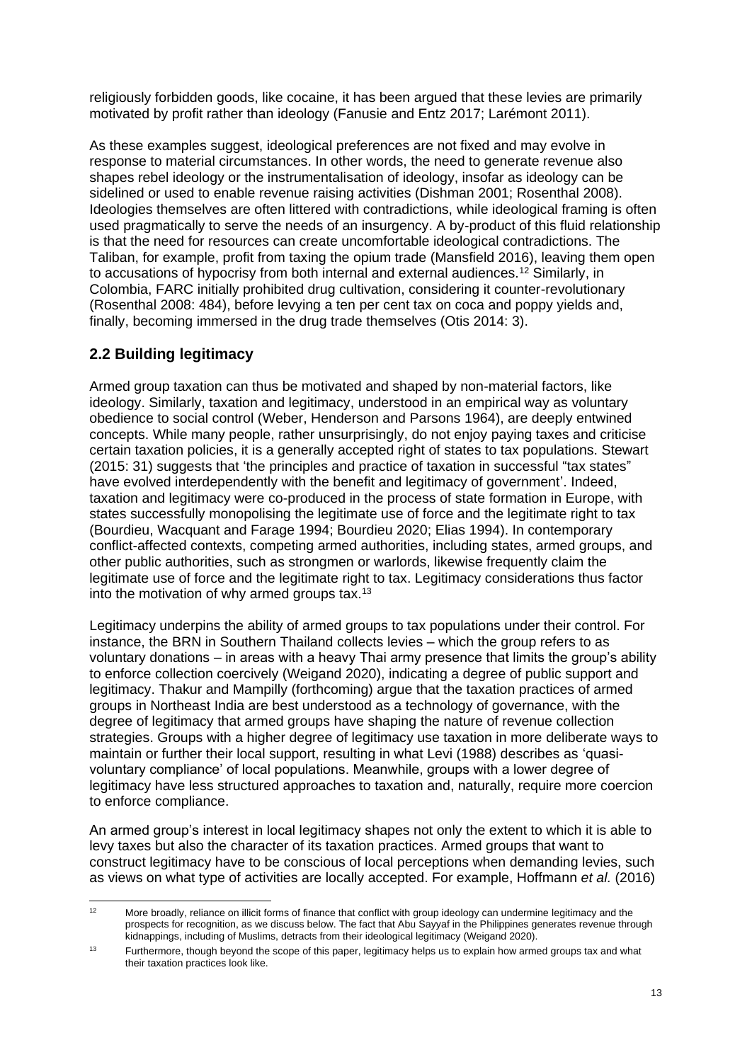religiously forbidden goods, like cocaine, it has been argued that these levies are primarily motivated by profit rather than ideology (Fanusie and Entz 2017; Larémont 2011).

As these examples suggest, ideological preferences are not fixed and may evolve in response to material circumstances. In other words, the need to generate revenue also shapes rebel ideology or the instrumentalisation of ideology, insofar as ideology can be sidelined or used to enable revenue raising activities (Dishman 2001; Rosenthal 2008). Ideologies themselves are often littered with contradictions, while ideological framing is often used pragmatically to serve the needs of an insurgency. A by-product of this fluid relationship is that the need for resources can create uncomfortable ideological contradictions. The Taliban, for example, profit from taxing the opium trade (Mansfield 2016), leaving them open to accusations of hypocrisy from both internal and external audiences.[12] Similarly, in Colombia, FARC initially prohibited drug cultivation, considering it counter-revolutionary (Rosenthal 2008: 484), before levying a ten per cent tax on coca and poppy yields and, finally, becoming immersed in the drug trade themselves (Otis 2014: 3).

## 2.2 Building legitimacy

Armed group taxation can thus be motivated and shaped by non-material factors, like ideology. Similarly, taxation and legitimacy, understood in an empirical way as voluntary obedience to social control (Weber, Henderson and Parsons 1964), are deeply entwined concepts. While many people, rather unsurprisingly, do not enjoy paying taxes and criticise certain taxation policies, it is a generally accepted right of states to tax populations. Stewart (2015: 31) suggests that 'the principles and practice of taxation in successful "tax states" have evolved interdependently with the benefit and legitimacy of government'. Indeed, taxation and legitimacy were co-produced in the process of state formation in Europe, with states successfully monopolising the legitimate use of force and the legitimate right to tax (Bourdieu, Wacquant and Farage 1994; Bourdieu 2020; Elias 1994). In contemporary conflict-affected contexts, competing armed authorities, including states, armed groups, and other public authorities, such as strongmen or warlords, likewise frequently claim the legitimate use of force and the legitimate right to tax. Legitimacy considerations thus factor into the motivation of why armed groups tax.[13]

Legitimacy underpins the ability of armed groups to tax populations under their control. For instance, the BRN in Southern Thailand collects levies – which the group refers to as voluntary donations – in areas with a heavy Thai army presence that limits the group's ability to enforce collection coercively (Weigand 2020), indicating a degree of public support and legitimacy. Thakur and Mampilly (forthcoming) argue that the taxation practices of armed groups in Northeast India are best understood as a technology of governance, with the degree of legitimacy that armed groups have shaping the nature of revenue collection strategies. Groups with a higher degree of legitimacy use taxation in more deliberate ways to maintain or further their local support, resulting in what Levi (1988) describes as 'quasi-voluntary compliance' of local populations. Meanwhile, groups with a lower degree of legitimacy have less structured approaches to taxation and, naturally, require more coercion to enforce compliance.

An armed group's interest in local legitimacy shapes not only the extent to which it is able to levy taxes but also the character of its taxation practices. Armed groups that want to construct legitimacy have to be conscious of local perceptions when demanding levies, such as views on what type of activities are locally accepted. For example, Hoffmann *et al.* (2016)

---

[12] More broadly, reliance on illicit forms of finance that conflict with group ideology can undermine legitimacy and the prospects for recognition, as we discuss below. The fact that Abu Sayyaf in the Philippines generates revenue through kidnappings, including of Muslims, detracts from their ideological legitimacy (Weigand 2020).

[13] Furthermore, though beyond the scope of this paper, legitimacy helps us to explain how armed groups tax and what their taxation practices look like.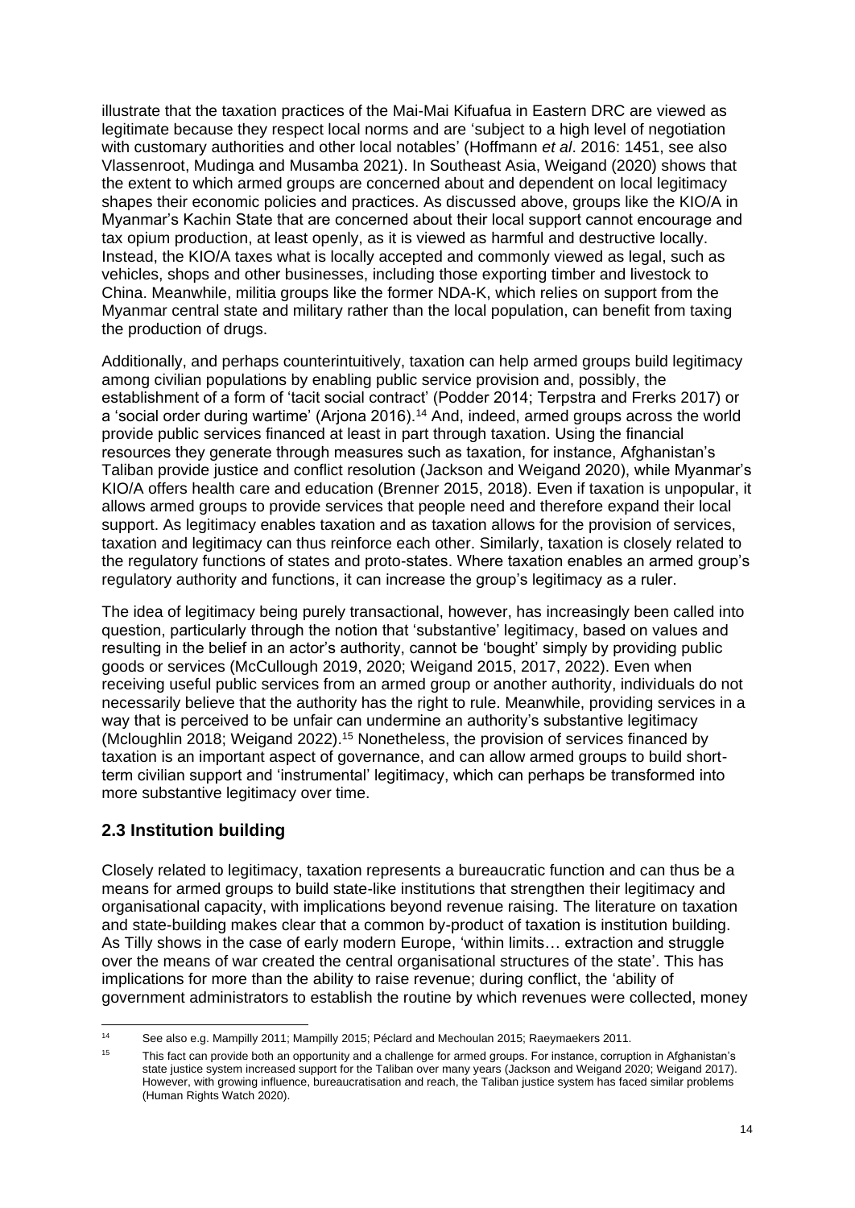illustrate that the taxation practices of the Mai-Mai Kifuafua in Eastern DRC are viewed as legitimate because they respect local norms and are 'subject to a high level of negotiation with customary authorities and other local notables' (Hoffmann *et al*. 2016: 1451, see also Vlassenroot, Mudinga and Musamba 2021). In Southeast Asia, Weigand (2020) shows that the extent to which armed groups are concerned about and dependent on local legitimacy shapes their economic policies and practices. As discussed above, groups like the KIO/A in Myanmar's Kachin State that are concerned about their local support cannot encourage and tax opium production, at least openly, as it is viewed as harmful and destructive locally. Instead, the KIO/A taxes what is locally accepted and commonly viewed as legal, such as vehicles, shops and other businesses, including those exporting timber and livestock to China. Meanwhile, militia groups like the former NDA-K, which relies on support from the Myanmar central state and military rather than the local population, can benefit from taxing the production of drugs.

Additionally, and perhaps counterintuitively, taxation can help armed groups build legitimacy among civilian populations by enabling public service provision and, possibly, the establishment of a form of 'tacit social contract' (Podder 2014; Terpstra and Frerks 2017) or a 'social order during wartime' (Arjona 2016).[14] And, indeed, armed groups across the world provide public services financed at least in part through taxation. Using the financial resources they generate through measures such as taxation, for instance, Afghanistan's Taliban provide justice and conflict resolution (Jackson and Weigand 2020), while Myanmar's KIO/A offers health care and education (Brenner 2015, 2018). Even if taxation is unpopular, it allows armed groups to provide services that people need and therefore expand their local support. As legitimacy enables taxation and as taxation allows for the provision of services, taxation and legitimacy can thus reinforce each other. Similarly, taxation is closely related to the regulatory functions of states and proto-states. Where taxation enables an armed group's regulatory authority and functions, it can increase the group's legitimacy as a ruler.

The idea of legitimacy being purely transactional, however, has increasingly been called into question, particularly through the notion that 'substantive' legitimacy, based on values and resulting in the belief in an actor's authority, cannot be 'bought' simply by providing public goods or services (McCullough 2019, 2020; Weigand 2015, 2017, 2022). Even when receiving useful public services from an armed group or another authority, individuals do not necessarily believe that the authority has the right to rule. Meanwhile, providing services in a way that is perceived to be unfair can undermine an authority's substantive legitimacy (Mcloughlin 2018; Weigand 2022).[15] Nonetheless, the provision of services financed by taxation is an important aspect of governance, and can allow armed groups to build short-term civilian support and 'instrumental' legitimacy, which can perhaps be transformed into more substantive legitimacy over time.

## 2.3 Institution building

Closely related to legitimacy, taxation represents a bureaucratic function and can thus be a means for armed groups to build state-like institutions that strengthen their legitimacy and organisational capacity, with implications beyond revenue raising. The literature on taxation and state-building makes clear that a common by-product of taxation is institution building. As Tilly shows in the case of early modern Europe, 'within limits… extraction and struggle over the means of war created the central organisational structures of the state'. This has implications for more than the ability to raise revenue; during conflict, the 'ability of government administrators to establish the routine by which revenues were collected, money

---

[14] See also e.g. Mampilly 2011; Mampilly 2015; Péclard and Mechoulan 2015; Raeymaekers 2011.

[15] This fact can provide both an opportunity and a challenge for armed groups. For instance, corruption in Afghanistan's state justice system increased support for the Taliban over many years (Jackson and Weigand 2020; Weigand 2017). However, with growing influence, bureaucratisation and reach, the Taliban justice system has faced similar problems (Human Rights Watch 2020).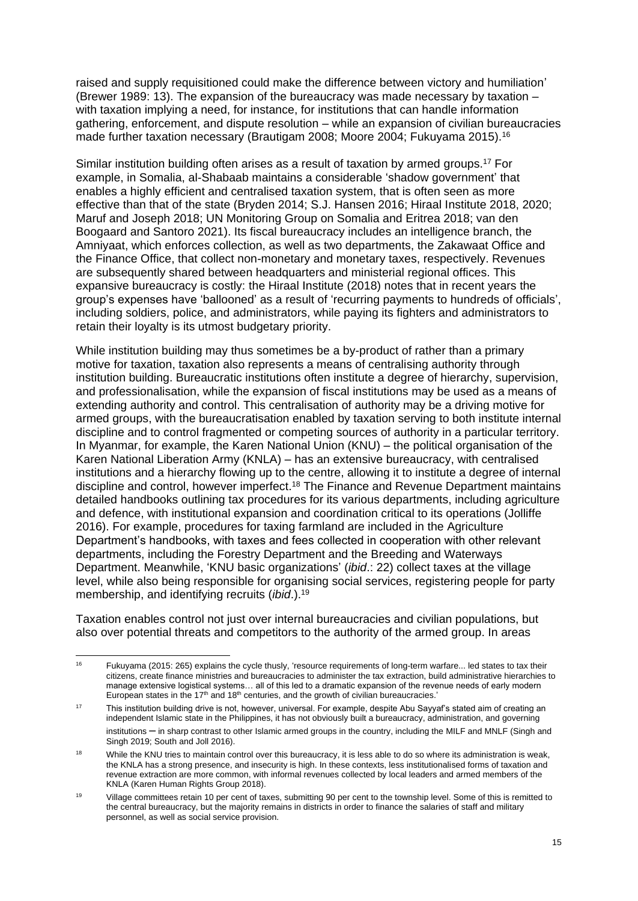raised and supply requisitioned could make the difference between victory and humiliation' (Brewer 1989: 13). The expansion of the bureaucracy was made necessary by taxation – with taxation implying a need, for instance, for institutions that can handle information gathering, enforcement, and dispute resolution – while an expansion of civilian bureaucracies made further taxation necessary (Brautigam 2008; Moore 2004; Fukuyama 2015).[16]

Similar institution building often arises as a result of taxation by armed groups.[17] For example, in Somalia, al-Shabaab maintains a considerable 'shadow government' that enables a highly efficient and centralised taxation system, that is often seen as more effective than that of the state (Bryden 2014; S.J. Hansen 2016; Hiraal Institute 2018, 2020; Maruf and Joseph 2018; UN Monitoring Group on Somalia and Eritrea 2018; van den Boogaard and Santoro 2021). Its fiscal bureaucracy includes an intelligence branch, the Amniyaat, which enforces collection, as well as two departments, the Zakawaat Office and the Finance Office, that collect non-monetary and monetary taxes, respectively. Revenues are subsequently shared between headquarters and ministerial regional offices. This expansive bureaucracy is costly: the Hiraal Institute (2018) notes that in recent years the group's expenses have 'ballooned' as a result of 'recurring payments to hundreds of officials', including soldiers, police, and administrators, while paying its fighters and administrators to retain their loyalty is its utmost budgetary priority.

While institution building may thus sometimes be a by-product of rather than a primary motive for taxation, taxation also represents a means of centralising authority through institution building. Bureaucratic institutions often institute a degree of hierarchy, supervision, and professionalisation, while the expansion of fiscal institutions may be used as a means of extending authority and control. This centralisation of authority may be a driving motive for armed groups, with the bureaucratisation enabled by taxation serving to both institute internal discipline and to control fragmented or competing sources of authority in a particular territory. In Myanmar, for example, the Karen National Union (KNU) – the political organisation of the Karen National Liberation Army (KNLA) – has an extensive bureaucracy, with centralised institutions and a hierarchy flowing up to the centre, allowing it to institute a degree of internal discipline and control, however imperfect.[18] The Finance and Revenue Department maintains detailed handbooks outlining tax procedures for its various departments, including agriculture and defence, with institutional expansion and coordination critical to its operations (Jolliffe 2016). For example, procedures for taxing farmland are included in the Agriculture Department's handbooks, with taxes and fees collected in cooperation with other relevant departments, including the Forestry Department and the Breeding and Waterways Department. Meanwhile, 'KNU basic organizations' (*ibid*.: 22) collect taxes at the village level, while also being responsible for organising social services, registering people for party membership, and identifying recruits (*ibid*.).[19]

Taxation enables control not just over internal bureaucracies and civilian populations, but also over potential threats and competitors to the authority of the armed group. In areas

---

[16] Fukuyama (2015: 265) explains the cycle thusly, 'resource requirements of long-term warfare... led states to tax their citizens, create finance ministries and bureaucracies to administer the tax extraction, build administrative hierarchies to manage extensive logistical systems… all of this led to a dramatic expansion of the revenue needs of early modern European states in the 17th and 18th centuries, and the growth of civilian bureaucracies.'

[17] This institution building drive is not, however, universal. For example, despite Abu Sayyaf's stated aim of creating an independent Islamic state in the Philippines, it has not obviously built a bureaucracy, administration, and governing institutions – in sharp contrast to other Islamic armed groups in the country, including the MILF and MNLF (Singh and Singh 2019; South and Joll 2016).

[18] While the KNU tries to maintain control over this bureaucracy, it is less able to do so where its administration is weak, the KNLA has a strong presence, and insecurity is high. In these contexts, less institutionalised forms of taxation and revenue extraction are more common, with informal revenues collected by local leaders and armed members of the KNLA (Karen Human Rights Group 2018).

[19] Village committees retain 10 per cent of taxes, submitting 90 per cent to the township level. Some of this is remitted to the central bureaucracy, but the majority remains in districts in order to finance the salaries of staff and military personnel, as well as social service provision.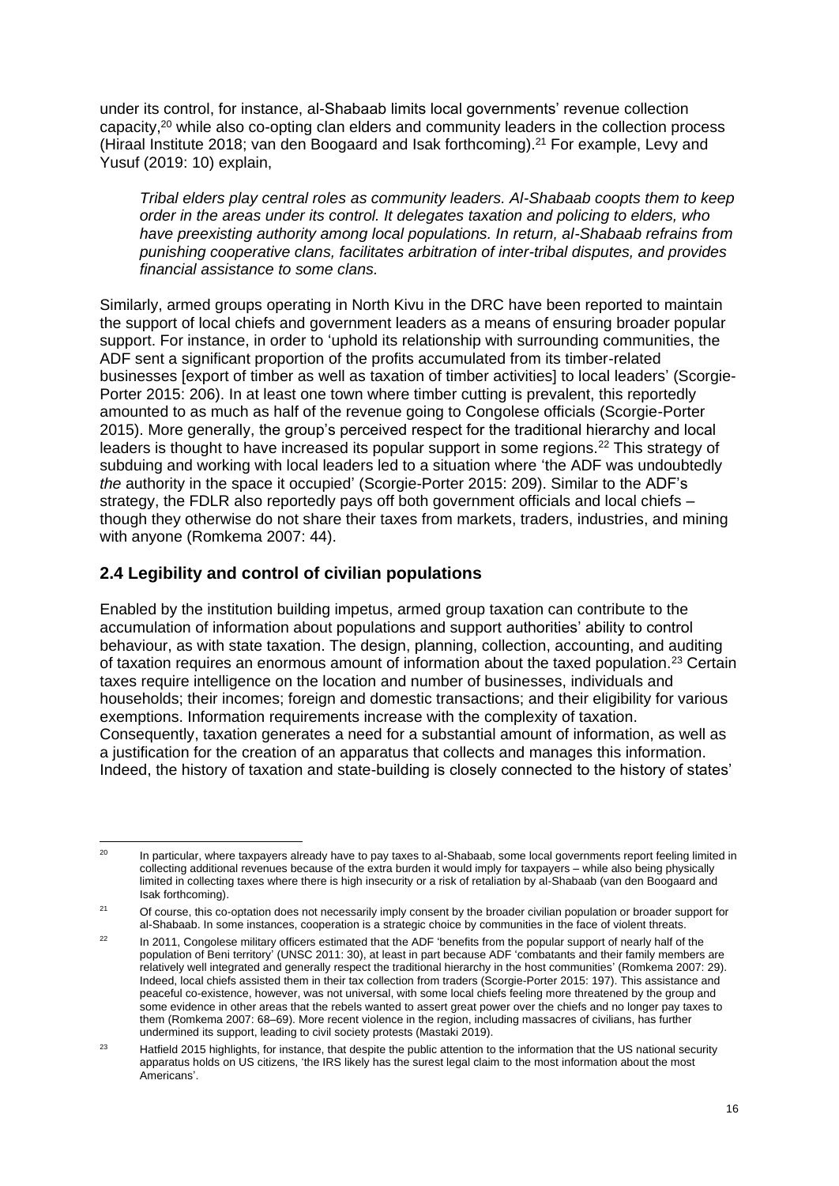under its control, for instance, al-Shabaab limits local governments' revenue collection capacity,[20] while also co-opting clan elders and community leaders in the collection process (Hiraal Institute 2018; van den Boogaard and Isak forthcoming).[21] For example, Levy and Yusuf (2019: 10) explain,

> *Tribal elders play central roles as community leaders. Al-Shabaab coopts them to keep order in the areas under its control. It delegates taxation and policing to elders, who have preexisting authority among local populations. In return, al-Shabaab refrains from punishing cooperative clans, facilitates arbitration of inter-tribal disputes, and provides financial assistance to some clans.*

Similarly, armed groups operating in North Kivu in the DRC have been reported to maintain the support of local chiefs and government leaders as a means of ensuring broader popular support. For instance, in order to 'uphold its relationship with surrounding communities, the ADF sent a significant proportion of the profits accumulated from its timber-related businesses [export of timber as well as taxation of timber activities] to local leaders' (Scorgie-Porter 2015: 206). In at least one town where timber cutting is prevalent, this reportedly amounted to as much as half of the revenue going to Congolese officials (Scorgie-Porter 2015). More generally, the group's perceived respect for the traditional hierarchy and local leaders is thought to have increased its popular support in some regions.[22] This strategy of subduing and working with local leaders led to a situation where 'the ADF was undoubtedly *the* authority in the space it occupied' (Scorgie-Porter 2015: 209). Similar to the ADF's strategy, the FDLR also reportedly pays off both government officials and local chiefs – though they otherwise do not share their taxes from markets, traders, industries, and mining with anyone (Romkema 2007: 44).

## 2.4 Legibility and control of civilian populations

Enabled by the institution building impetus, armed group taxation can contribute to the accumulation of information about populations and support authorities' ability to control behaviour, as with state taxation. The design, planning, collection, accounting, and auditing of taxation requires an enormous amount of information about the taxed population.[23] Certain taxes require intelligence on the location and number of businesses, individuals and households; their incomes; foreign and domestic transactions; and their eligibility for various exemptions. Information requirements increase with the complexity of taxation. Consequently, taxation generates a need for a substantial amount of information, as well as a justification for the creation of an apparatus that collects and manages this information. Indeed, the history of taxation and state-building is closely connected to the history of states'

---

[20] In particular, where taxpayers already have to pay taxes to al-Shabaab, some local governments report feeling limited in collecting additional revenues because of the extra burden it would imply for taxpayers – while also being physically limited in collecting taxes where there is high insecurity or a risk of retaliation by al-Shabaab (van den Boogaard and Isak forthcoming).

[21] Of course, this co-optation does not necessarily imply consent by the broader civilian population or broader support for al-Shabaab. In some instances, cooperation is a strategic choice by communities in the face of violent threats.

[22] In 2011, Congolese military officers estimated that the ADF 'benefits from the popular support of nearly half of the population of Beni territory' (UNSC 2011: 30), at least in part because ADF 'combatants and their family members are relatively well integrated and generally respect the traditional hierarchy in the host communities' (Romkema 2007: 29). Indeed, local chiefs assisted them in their tax collection from traders (Scorgie-Porter 2015: 197). This assistance and peaceful co-existence, however, was not universal, with some local chiefs feeling more threatened by the group and some evidence in other areas that the rebels wanted to assert great power over the chiefs and no longer pay taxes to them (Romkema 2007: 68–69). More recent violence in the region, including massacres of civilians, has further undermined its support, leading to civil society protests (Mastaki 2019).

[23] Hatfield 2015 highlights, for instance, that despite the public attention to the information that the US national security apparatus holds on US citizens, 'the IRS likely has the surest legal claim to the most information about the most Americans'.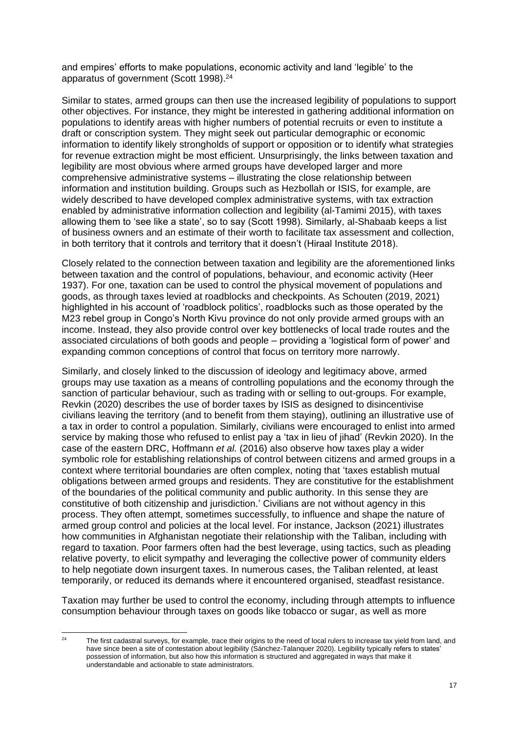and empires' efforts to make populations, economic activity and land 'legible' to the apparatus of government (Scott 1998).[24]

Similar to states, armed groups can then use the increased legibility of populations to support other objectives. For instance, they might be interested in gathering additional information on populations to identify areas with higher numbers of potential recruits or even to institute a draft or conscription system. They might seek out particular demographic or economic information to identify likely strongholds of support or opposition or to identify what strategies for revenue extraction might be most efficient. Unsurprisingly, the links between taxation and legibility are most obvious where armed groups have developed larger and more comprehensive administrative systems – illustrating the close relationship between information and institution building. Groups such as Hezbollah or ISIS, for example, are widely described to have developed complex administrative systems, with tax extraction enabled by administrative information collection and legibility (al-Tamimi 2015), with taxes allowing them to 'see like a state', so to say (Scott 1998). Similarly, al-Shabaab keeps a list of business owners and an estimate of their worth to facilitate tax assessment and collection, in both territory that it controls and territory that it doesn't (Hiraal Institute 2018).

Closely related to the connection between taxation and legibility are the aforementioned links between taxation and the control of populations, behaviour, and economic activity (Heer 1937). For one, taxation can be used to control the physical movement of populations and goods, as through taxes levied at roadblocks and checkpoints. As Schouten (2019, 2021) highlighted in his account of 'roadblock politics', roadblocks such as those operated by the M23 rebel group in Congo's North Kivu province do not only provide armed groups with an income. Instead, they also provide control over key bottlenecks of local trade routes and the associated circulations of both goods and people – providing a 'logistical form of power' and expanding common conceptions of control that focus on territory more narrowly.

Similarly, and closely linked to the discussion of ideology and legitimacy above, armed groups may use taxation as a means of controlling populations and the economy through the sanction of particular behaviour, such as trading with or selling to out-groups. For example, Revkin (2020) describes the use of border taxes by ISIS as designed to disincentivise civilians leaving the territory (and to benefit from them staying), outlining an illustrative use of a tax in order to control a population. Similarly, civilians were encouraged to enlist into armed service by making those who refused to enlist pay a 'tax in lieu of jihad' (Revkin 2020). In the case of the eastern DRC, Hoffmann *et al.* (2016) also observe how taxes play a wider symbolic role for establishing relationships of control between citizens and armed groups in a context where territorial boundaries are often complex, noting that 'taxes establish mutual obligations between armed groups and residents. They are constitutive for the establishment of the boundaries of the political community and public authority. In this sense they are constitutive of both citizenship and jurisdiction.' Civilians are not without agency in this process. They often attempt, sometimes successfully, to influence and shape the nature of armed group control and policies at the local level. For instance, Jackson (2021) illustrates how communities in Afghanistan negotiate their relationship with the Taliban, including with regard to taxation. Poor farmers often had the best leverage, using tactics, such as pleading relative poverty, to elicit sympathy and leveraging the collective power of community elders to help negotiate down insurgent taxes. In numerous cases, the Taliban relented, at least temporarily, or reduced its demands where it encountered organised, steadfast resistance.

Taxation may further be used to control the economy, including through attempts to influence consumption behaviour through taxes on goods like tobacco or sugar, as well as more

---

[24] The first cadastral surveys, for example, trace their origins to the need of local rulers to increase tax yield from land, and have since been a site of contestation about legibility (Sánchez-Talanquer 2020). Legibility typically refers to states' possession of information, but also how this information is structured and aggregated in ways that make it understandable and actionable to state administrators.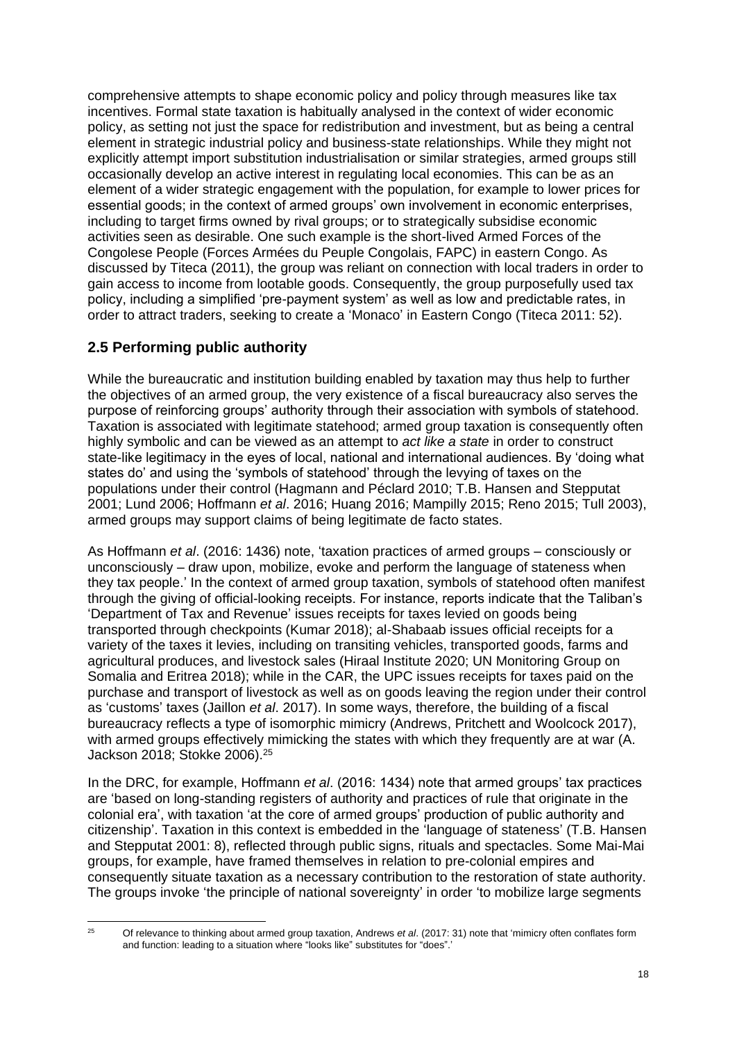comprehensive attempts to shape economic policy and policy through measures like tax incentives. Formal state taxation is habitually analysed in the context of wider economic policy, as setting not just the space for redistribution and investment, but as being a central element in strategic industrial policy and business-state relationships. While they might not explicitly attempt import substitution industrialisation or similar strategies, armed groups still occasionally develop an active interest in regulating local economies. This can be as an element of a wider strategic engagement with the population, for example to lower prices for essential goods; in the context of armed groups' own involvement in economic enterprises, including to target firms owned by rival groups; or to strategically subsidise economic activities seen as desirable. One such example is the short-lived Armed Forces of the Congolese People (Forces Armées du Peuple Congolais, FAPC) in eastern Congo. As discussed by Titeca (2011), the group was reliant on connection with local traders in order to gain access to income from lootable goods. Consequently, the group purposefully used tax policy, including a simplified 'pre-payment system' as well as low and predictable rates, in order to attract traders, seeking to create a 'Monaco' in Eastern Congo (Titeca 2011: 52).

## 2.5 Performing public authority

While the bureaucratic and institution building enabled by taxation may thus help to further the objectives of an armed group, the very existence of a fiscal bureaucracy also serves the purpose of reinforcing groups' authority through their association with symbols of statehood. Taxation is associated with legitimate statehood; armed group taxation is consequently often highly symbolic and can be viewed as an attempt to *act like a state* in order to construct state-like legitimacy in the eyes of local, national and international audiences. By 'doing what states do' and using the 'symbols of statehood' through the levying of taxes on the populations under their control (Hagmann and Péclard 2010; T.B. Hansen and Stepputat 2001; Lund 2006; Hoffmann *et al*. 2016; Huang 2016; Mampilly 2015; Reno 2015; Tull 2003), armed groups may support claims of being legitimate de facto states.

As Hoffmann *et al*. (2016: 1436) note, 'taxation practices of armed groups – consciously or unconsciously – draw upon, mobilize, evoke and perform the language of stateness when they tax people.' In the context of armed group taxation, symbols of statehood often manifest through the giving of official-looking receipts. For instance, reports indicate that the Taliban's 'Department of Tax and Revenue' issues receipts for taxes levied on goods being transported through checkpoints (Kumar 2018); al-Shabaab issues official receipts for a variety of the taxes it levies, including on transiting vehicles, transported goods, farms and agricultural produces, and livestock sales (Hiraal Institute 2020; UN Monitoring Group on Somalia and Eritrea 2018); while in the CAR, the UPC issues receipts for taxes paid on the purchase and transport of livestock as well as on goods leaving the region under their control as 'customs' taxes (Jaillon *et al*. 2017). In some ways, therefore, the building of a fiscal bureaucracy reflects a type of isomorphic mimicry (Andrews, Pritchett and Woolcock 2017), with armed groups effectively mimicking the states with which they frequently are at war (A. Jackson 2018; Stokke 2006).[25]

In the DRC, for example, Hoffmann *et al*. (2016: 1434) note that armed groups' tax practices are 'based on long-standing registers of authority and practices of rule that originate in the colonial era', with taxation 'at the core of armed groups' production of public authority and citizenship'. Taxation in this context is embedded in the 'language of stateness' (T.B. Hansen and Stepputat 2001: 8), reflected through public signs, rituals and spectacles. Some Mai-Mai groups, for example, have framed themselves in relation to pre-colonial empires and consequently situate taxation as a necessary contribution to the restoration of state authority. The groups invoke 'the principle of national sovereignty' in order 'to mobilize large segments

[25] Of relevance to thinking about armed group taxation, Andrews *et al*. (2017: 31) note that 'mimicry often conflates form and function: leading to a situation where "looks like" substitutes for "does".'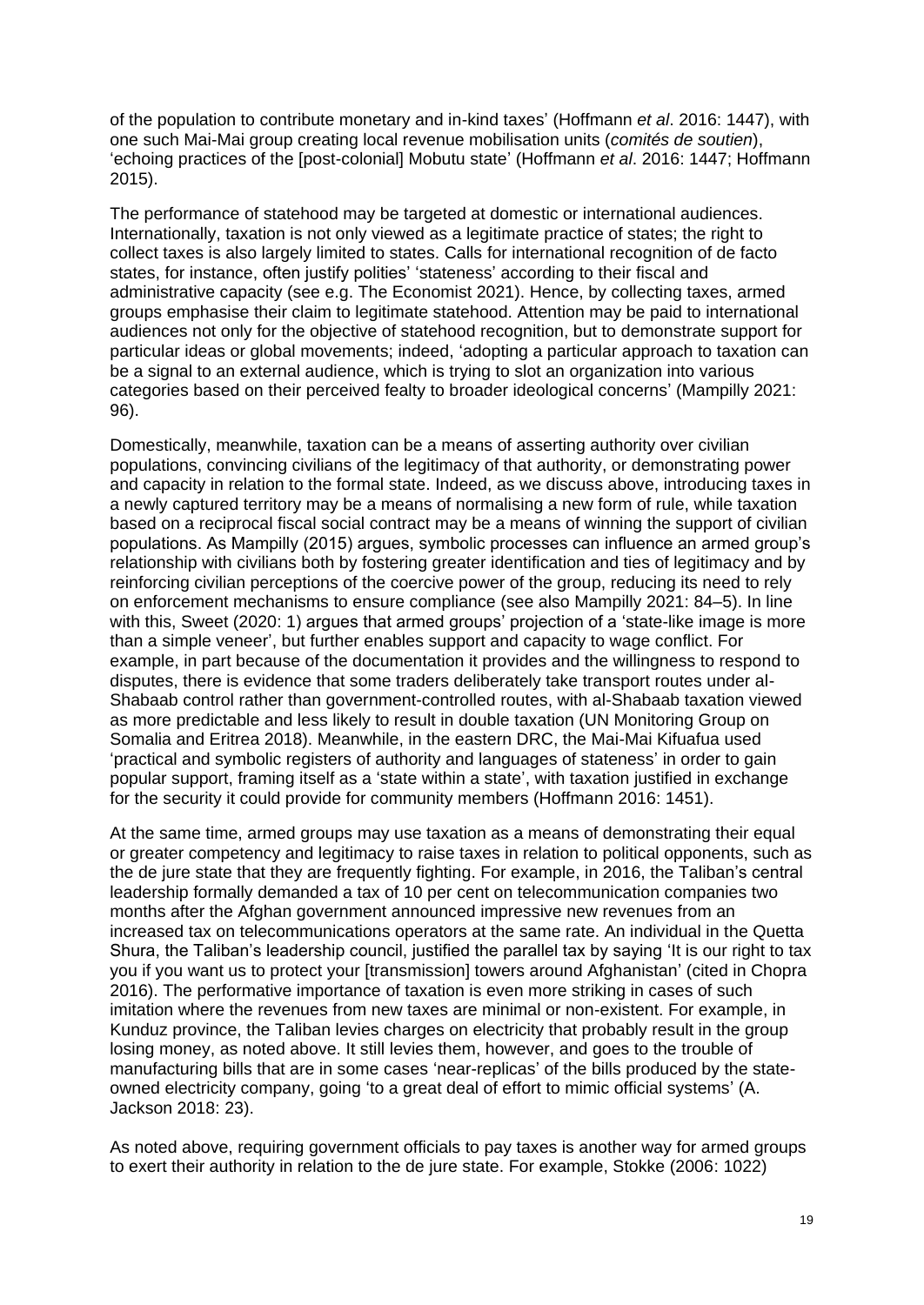of the population to contribute monetary and in-kind taxes' (Hoffmann *et al*. 2016: 1447), with one such Mai-Mai group creating local revenue mobilisation units (*comités de soutien*), 'echoing practices of the [post-colonial] Mobutu state' (Hoffmann *et al*. 2016: 1447; Hoffmann 2015).

The performance of statehood may be targeted at domestic or international audiences. Internationally, taxation is not only viewed as a legitimate practice of states; the right to collect taxes is also largely limited to states. Calls for international recognition of de facto states, for instance, often justify polities' 'stateness' according to their fiscal and administrative capacity (see e.g. The Economist 2021). Hence, by collecting taxes, armed groups emphasise their claim to legitimate statehood. Attention may be paid to international audiences not only for the objective of statehood recognition, but to demonstrate support for particular ideas or global movements; indeed, 'adopting a particular approach to taxation can be a signal to an external audience, which is trying to slot an organization into various categories based on their perceived fealty to broader ideological concerns' (Mampilly 2021: 96).

Domestically, meanwhile, taxation can be a means of asserting authority over civilian populations, convincing civilians of the legitimacy of that authority, or demonstrating power and capacity in relation to the formal state. Indeed, as we discuss above, introducing taxes in a newly captured territory may be a means of normalising a new form of rule, while taxation based on a reciprocal fiscal social contract may be a means of winning the support of civilian populations. As Mampilly (2015) argues, symbolic processes can influence an armed group's relationship with civilians both by fostering greater identification and ties of legitimacy and by reinforcing civilian perceptions of the coercive power of the group, reducing its need to rely on enforcement mechanisms to ensure compliance (see also Mampilly 2021: 84–5). In line with this, Sweet (2020: 1) argues that armed groups' projection of a 'state-like image is more than a simple veneer', but further enables support and capacity to wage conflict. For example, in part because of the documentation it provides and the willingness to respond to disputes, there is evidence that some traders deliberately take transport routes under al-Shabaab control rather than government-controlled routes, with al-Shabaab taxation viewed as more predictable and less likely to result in double taxation (UN Monitoring Group on Somalia and Eritrea 2018). Meanwhile, in the eastern DRC, the Mai-Mai Kifuafua used 'practical and symbolic registers of authority and languages of stateness' in order to gain popular support, framing itself as a 'state within a state', with taxation justified in exchange for the security it could provide for community members (Hoffmann 2016: 1451).

At the same time, armed groups may use taxation as a means of demonstrating their equal or greater competency and legitimacy to raise taxes in relation to political opponents, such as the de jure state that they are frequently fighting. For example, in 2016, the Taliban's central leadership formally demanded a tax of 10 per cent on telecommunication companies two months after the Afghan government announced impressive new revenues from an increased tax on telecommunications operators at the same rate. An individual in the Quetta Shura, the Taliban's leadership council, justified the parallel tax by saying 'It is our right to tax you if you want us to protect your [transmission] towers around Afghanistan' (cited in Chopra 2016). The performative importance of taxation is even more striking in cases of such imitation where the revenues from new taxes are minimal or non-existent. For example, in Kunduz province, the Taliban levies charges on electricity that probably result in the group losing money, as noted above. It still levies them, however, and goes to the trouble of manufacturing bills that are in some cases 'near-replicas' of the bills produced by the state-owned electricity company, going 'to a great deal of effort to mimic official systems' (A. Jackson 2018: 23).

As noted above, requiring government officials to pay taxes is another way for armed groups to exert their authority in relation to the de jure state. For example, Stokke (2006: 1022)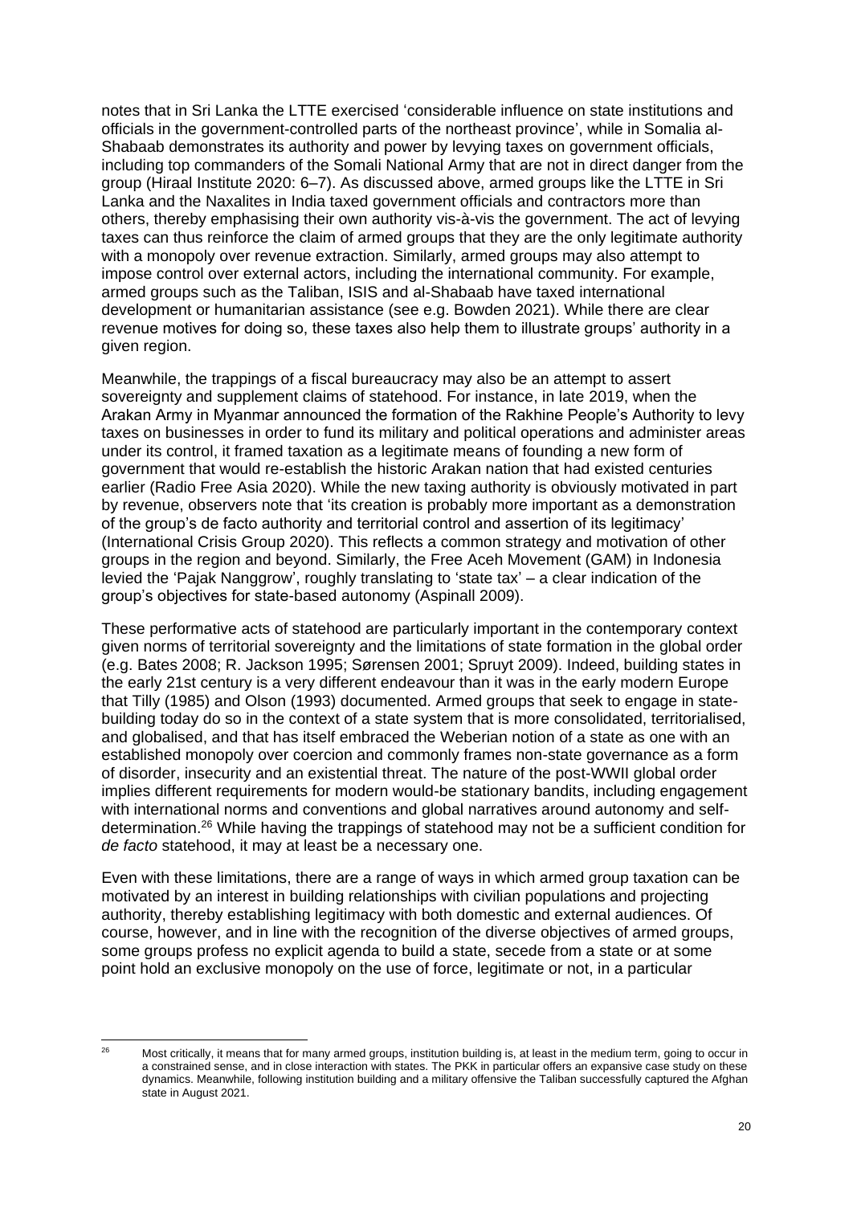notes that in Sri Lanka the LTTE exercised 'considerable influence on state institutions and officials in the government-controlled parts of the northeast province', while in Somalia al-Shabaab demonstrates its authority and power by levying taxes on government officials, including top commanders of the Somali National Army that are not in direct danger from the group (Hiraal Institute 2020: 6–7). As discussed above, armed groups like the LTTE in Sri Lanka and the Naxalites in India taxed government officials and contractors more than others, thereby emphasising their own authority vis-à-vis the government. The act of levying taxes can thus reinforce the claim of armed groups that they are the only legitimate authority with a monopoly over revenue extraction. Similarly, armed groups may also attempt to impose control over external actors, including the international community. For example, armed groups such as the Taliban, ISIS and al-Shabaab have taxed international development or humanitarian assistance (see e.g. Bowden 2021). While there are clear revenue motives for doing so, these taxes also help them to illustrate groups' authority in a given region.

Meanwhile, the trappings of a fiscal bureaucracy may also be an attempt to assert sovereignty and supplement claims of statehood. For instance, in late 2019, when the Arakan Army in Myanmar announced the formation of the Rakhine People's Authority to levy taxes on businesses in order to fund its military and political operations and administer areas under its control, it framed taxation as a legitimate means of founding a new form of government that would re-establish the historic Arakan nation that had existed centuries earlier (Radio Free Asia 2020). While the new taxing authority is obviously motivated in part by revenue, observers note that 'its creation is probably more important as a demonstration of the group's de facto authority and territorial control and assertion of its legitimacy' (International Crisis Group 2020). This reflects a common strategy and motivation of other groups in the region and beyond. Similarly, the Free Aceh Movement (GAM) in Indonesia levied the 'Pajak Nanggrow', roughly translating to 'state tax' – a clear indication of the group's objectives for state-based autonomy (Aspinall 2009).

These performative acts of statehood are particularly important in the contemporary context given norms of territorial sovereignty and the limitations of state formation in the global order (e.g. Bates 2008; R. Jackson 1995; Sørensen 2001; Spruyt 2009). Indeed, building states in the early 21st century is a very different endeavour than it was in the early modern Europe that Tilly (1985) and Olson (1993) documented. Armed groups that seek to engage in state-building today do so in the context of a state system that is more consolidated, territorialised, and globalised, and that has itself embraced the Weberian notion of a state as one with an established monopoly over coercion and commonly frames non-state governance as a form of disorder, insecurity and an existential threat. The nature of the post-WWII global order implies different requirements for modern would-be stationary bandits, including engagement with international norms and conventions and global narratives around autonomy and self-determination.[26] While having the trappings of statehood may not be a sufficient condition for *de facto* statehood, it may at least be a necessary one.

Even with these limitations, there are a range of ways in which armed group taxation can be motivated by an interest in building relationships with civilian populations and projecting authority, thereby establishing legitimacy with both domestic and external audiences. Of course, however, and in line with the recognition of the diverse objectives of armed groups, some groups profess no explicit agenda to build a state, secede from a state or at some point hold an exclusive monopoly on the use of force, legitimate or not, in a particular

[26] Most critically, it means that for many armed groups, institution building is, at least in the medium term, going to occur in a constrained sense, and in close interaction with states. The PKK in particular offers an expansive case study on these dynamics. Meanwhile, following institution building and a military offensive the Taliban successfully captured the Afghan state in August 2021.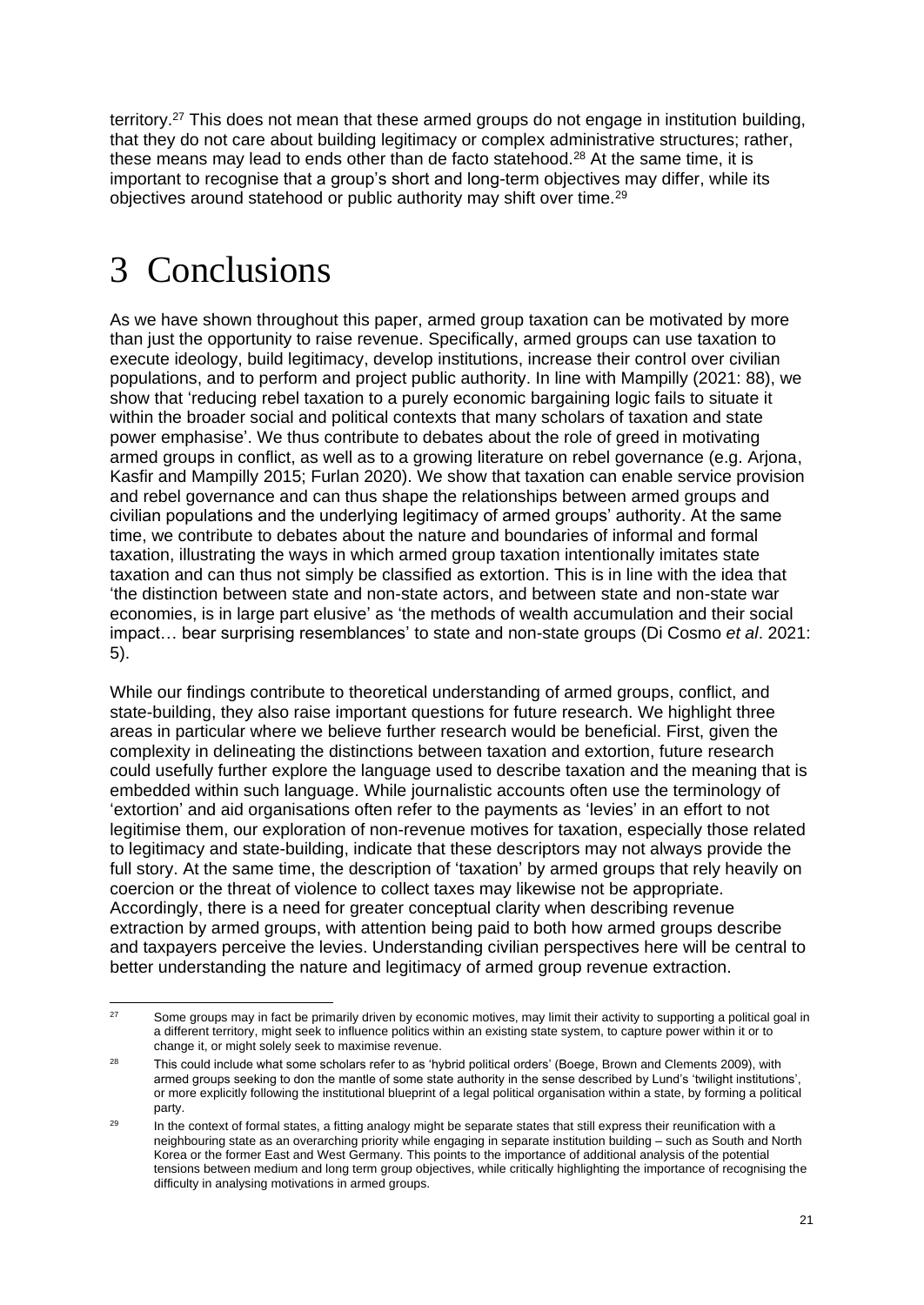territory.[27] This does not mean that these armed groups do not engage in institution building, that they do not care about building legitimacy or complex administrative structures; rather, these means may lead to ends other than de facto statehood.[28] At the same time, it is important to recognise that a group's short and long-term objectives may differ, while its objectives around statehood or public authority may shift over time.[29]

# 3 Conclusions

As we have shown throughout this paper, armed group taxation can be motivated by more than just the opportunity to raise revenue. Specifically, armed groups can use taxation to execute ideology, build legitimacy, develop institutions, increase their control over civilian populations, and to perform and project public authority. In line with Mampilly (2021: 88), we show that 'reducing rebel taxation to a purely economic bargaining logic fails to situate it within the broader social and political contexts that many scholars of taxation and state power emphasise'. We thus contribute to debates about the role of greed in motivating armed groups in conflict, as well as to a growing literature on rebel governance (e.g. Arjona, Kasfir and Mampilly 2015; Furlan 2020). We show that taxation can enable service provision and rebel governance and can thus shape the relationships between armed groups and civilian populations and the underlying legitimacy of armed groups' authority. At the same time, we contribute to debates about the nature and boundaries of informal and formal taxation, illustrating the ways in which armed group taxation intentionally imitates state taxation and can thus not simply be classified as extortion. This is in line with the idea that 'the distinction between state and non-state actors, and between state and non-state war economies, is in large part elusive' as 'the methods of wealth accumulation and their social impact… bear surprising resemblances' to state and non-state groups (Di Cosmo *et al*. 2021: 5).

While our findings contribute to theoretical understanding of armed groups, conflict, and state-building, they also raise important questions for future research. We highlight three areas in particular where we believe further research would be beneficial. First, given the complexity in delineating the distinctions between taxation and extortion, future research could usefully further explore the language used to describe taxation and the meaning that is embedded within such language. While journalistic accounts often use the terminology of 'extortion' and aid organisations often refer to the payments as 'levies' in an effort to not legitimise them, our exploration of non-revenue motives for taxation, especially those related to legitimacy and state-building, indicate that these descriptors may not always provide the full story. At the same time, the description of 'taxation' by armed groups that rely heavily on coercion or the threat of violence to collect taxes may likewise not be appropriate. Accordingly, there is a need for greater conceptual clarity when describing revenue extraction by armed groups, with attention being paid to both how armed groups describe and taxpayers perceive the levies. Understanding civilian perspectives here will be central to better understanding the nature and legitimacy of armed group revenue extraction.

---

[27] Some groups may in fact be primarily driven by economic motives, may limit their activity to supporting a political goal in a different territory, might seek to influence politics within an existing state system, to capture power within it or to change it, or might solely seek to maximise revenue.

[28] This could include what some scholars refer to as 'hybrid political orders' (Boege, Brown and Clements 2009), with armed groups seeking to don the mantle of some state authority in the sense described by Lund's 'twilight institutions', or more explicitly following the institutional blueprint of a legal political organisation within a state, by forming a political party.

[29] In the context of formal states, a fitting analogy might be separate states that still express their reunification with a neighbouring state as an overarching priority while engaging in separate institution building – such as South and North Korea or the former East and West Germany. This points to the importance of additional analysis of the potential tensions between medium and long term group objectives, while critically highlighting the importance of recognising the difficulty in analysing motivations in armed groups.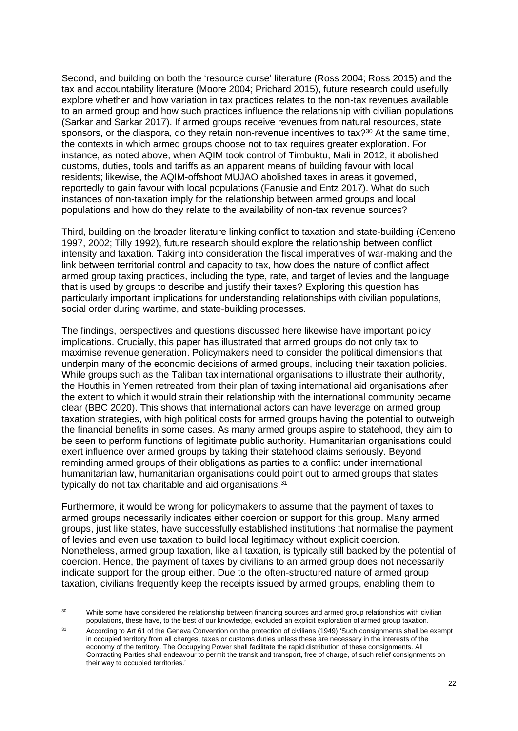Second, and building on both the 'resource curse' literature (Ross 2004; Ross 2015) and the tax and accountability literature (Moore 2004; Prichard 2015), future research could usefully explore whether and how variation in tax practices relates to the non-tax revenues available to an armed group and how such practices influence the relationship with civilian populations (Sarkar and Sarkar 2017). If armed groups receive revenues from natural resources, state sponsors, or the diaspora, do they retain non-revenue incentives to tax?[30] At the same time, the contexts in which armed groups choose not to tax requires greater exploration. For instance, as noted above, when AQIM took control of Timbuktu, Mali in 2012, it abolished customs, duties, tools and tariffs as an apparent means of building favour with local residents; likewise, the AQIM-offshoot MUJAO abolished taxes in areas it governed, reportedly to gain favour with local populations (Fanusie and Entz 2017). What do such instances of non-taxation imply for the relationship between armed groups and local populations and how do they relate to the availability of non-tax revenue sources?

Third, building on the broader literature linking conflict to taxation and state-building (Centeno 1997, 2002; Tilly 1992), future research should explore the relationship between conflict intensity and taxation. Taking into consideration the fiscal imperatives of war-making and the link between territorial control and capacity to tax, how does the nature of conflict affect armed group taxing practices, including the type, rate, and target of levies and the language that is used by groups to describe and justify their taxes? Exploring this question has particularly important implications for understanding relationships with civilian populations, social order during wartime, and state-building processes.

The findings, perspectives and questions discussed here likewise have important policy implications. Crucially, this paper has illustrated that armed groups do not only tax to maximise revenue generation. Policymakers need to consider the political dimensions that underpin many of the economic decisions of armed groups, including their taxation policies. While groups such as the Taliban tax international organisations to illustrate their authority, the Houthis in Yemen retreated from their plan of taxing international aid organisations after the extent to which it would strain their relationship with the international community became clear (BBC 2020). This shows that international actors can have leverage on armed group taxation strategies, with high political costs for armed groups having the potential to outweigh the financial benefits in some cases. As many armed groups aspire to statehood, they aim to be seen to perform functions of legitimate public authority. Humanitarian organisations could exert influence over armed groups by taking their statehood claims seriously. Beyond reminding armed groups of their obligations as parties to a conflict under international humanitarian law, humanitarian organisations could point out to armed groups that states typically do not tax charitable and aid organisations.[31]

Furthermore, it would be wrong for policymakers to assume that the payment of taxes to armed groups necessarily indicates either coercion or support for this group. Many armed groups, just like states, have successfully established institutions that normalise the payment of levies and even use taxation to build local legitimacy without explicit coercion. Nonetheless, armed group taxation, like all taxation, is typically still backed by the potential of coercion. Hence, the payment of taxes by civilians to an armed group does not necessarily indicate support for the group either. Due to the often-structured nature of armed group taxation, civilians frequently keep the receipts issued by armed groups, enabling them to

---

[30] While some have considered the relationship between financing sources and armed group relationships with civilian populations, these have, to the best of our knowledge, excluded an explicit exploration of armed group taxation.

[31] According to Art 61 of the Geneva Convention on the protection of civilians (1949) 'Such consignments shall be exempt in occupied territory from all charges, taxes or customs duties unless these are necessary in the interests of the economy of the territory. The Occupying Power shall facilitate the rapid distribution of these consignments. All Contracting Parties shall endeavour to permit the transit and transport, free of charge, of such relief consignments on their way to occupied territories.'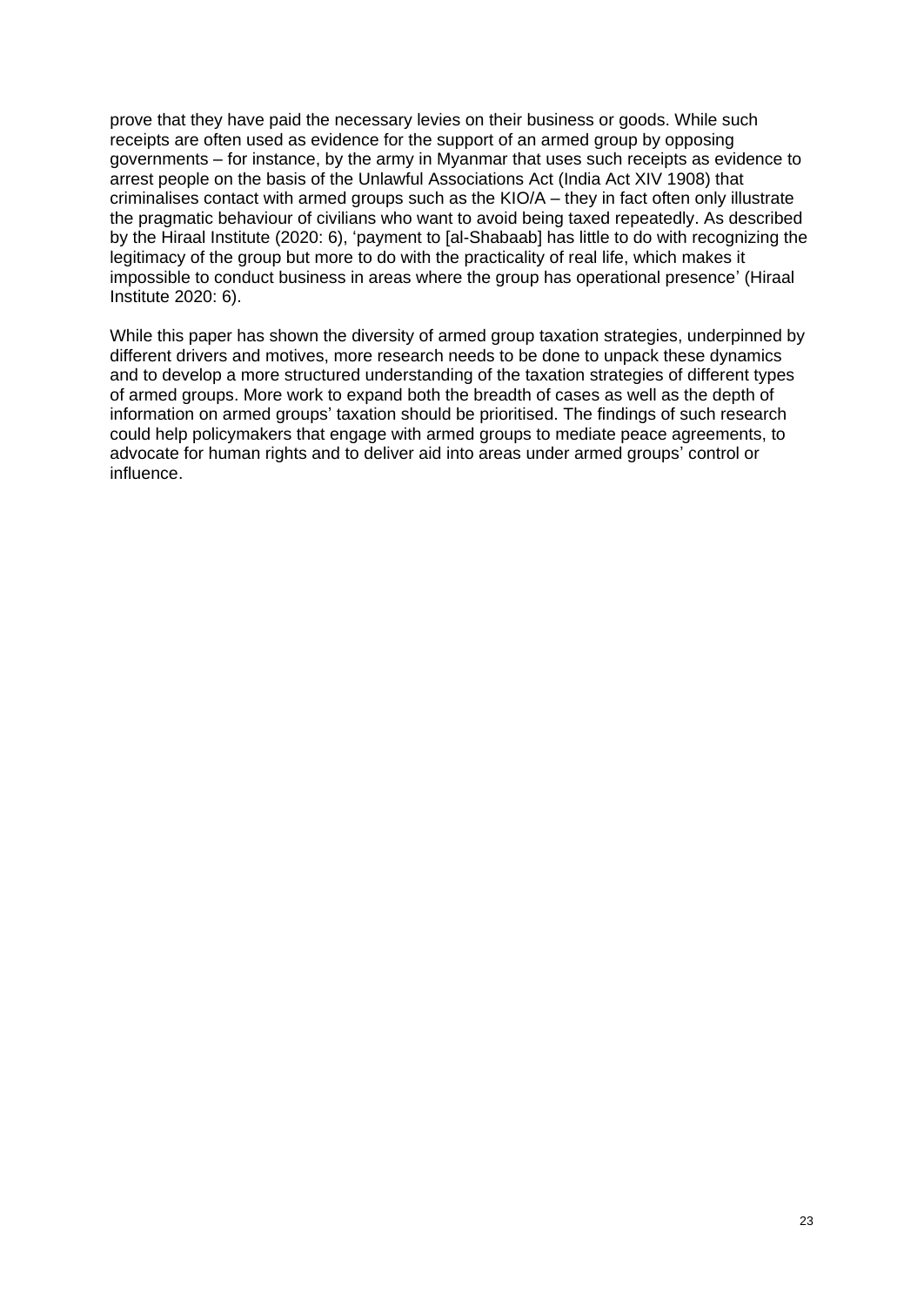prove that they have paid the necessary levies on their business or goods. While such receipts are often used as evidence for the support of an armed group by opposing governments – for instance, by the army in Myanmar that uses such receipts as evidence to arrest people on the basis of the Unlawful Associations Act (India Act XIV 1908) that criminalises contact with armed groups such as the KIO/A – they in fact often only illustrate the pragmatic behaviour of civilians who want to avoid being taxed repeatedly. As described by the Hiraal Institute (2020: 6), 'payment to [al-Shabaab] has little to do with recognizing the legitimacy of the group but more to do with the practicality of real life, which makes it impossible to conduct business in areas where the group has operational presence' (Hiraal Institute 2020: 6).

While this paper has shown the diversity of armed group taxation strategies, underpinned by different drivers and motives, more research needs to be done to unpack these dynamics and to develop a more structured understanding of the taxation strategies of different types of armed groups. More work to expand both the breadth of cases as well as the depth of information on armed groups' taxation should be prioritised. The findings of such research could help policymakers that engage with armed groups to mediate peace agreements, to advocate for human rights and to deliver aid into areas under armed groups' control or influence.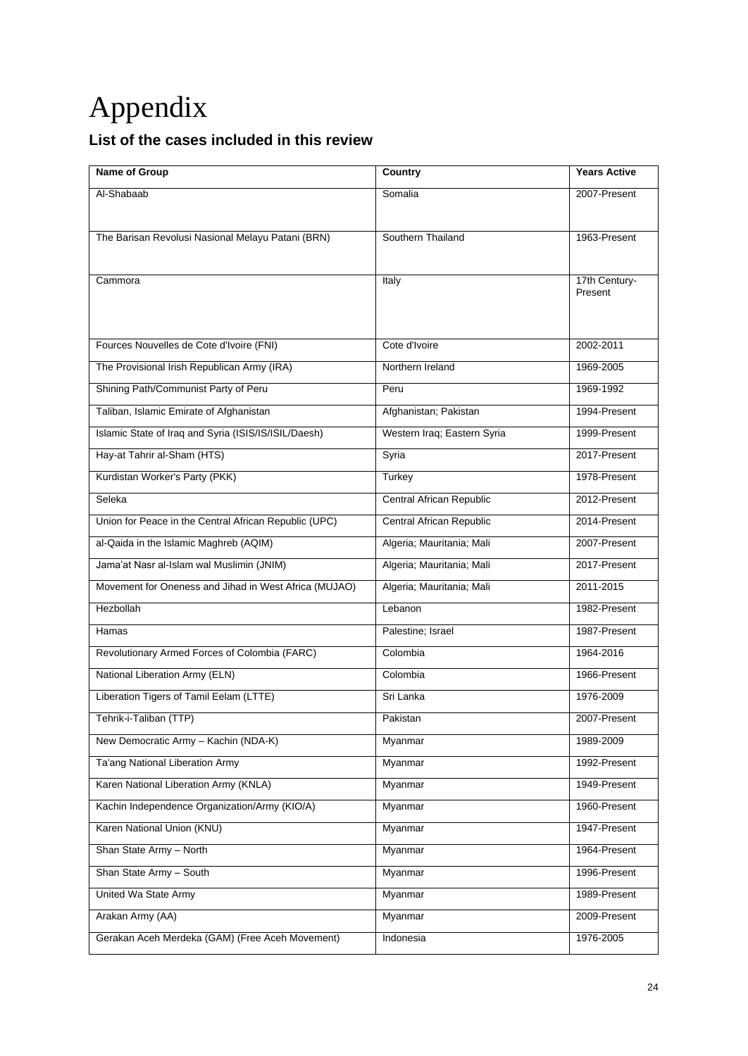# Appendix

## List of the cases included in this review

| Name of Group | Country | Years Active |
|---|---|---|
| Al-Shabaab | Somalia | 2007-Present |
| The Barisan Revolusi Nasional Melayu Patani (BRN) | Southern Thailand | 1963-Present |
| Cammora | Italy | 17th Century-Present |
| Fources Nouvelles de Cote d'Ivoire (FNI) | Cote d'Ivoire | 2002-2011 |
| The Provisional Irish Republican Army (IRA) | Northern Ireland | 1969-2005 |
| Shining Path/Communist Party of Peru | Peru | 1969-1992 |
| Taliban, Islamic Emirate of Afghanistan | Afghanistan; Pakistan | 1994-Present |
| Islamic State of Iraq and Syria (ISIS/IS/ISIL/Daesh) | Western Iraq; Eastern Syria | 1999-Present |
| Hay-at Tahrir al-Sham (HTS) | Syria | 2017-Present |
| Kurdistan Worker's Party (PKK) | Turkey | 1978-Present |
| Seleka | Central African Republic | 2012-Present |
| Union for Peace in the Central African Republic (UPC) | Central African Republic | 2014-Present |
| al-Qaida in the Islamic Maghreb (AQIM) | Algeria; Mauritania; Mali | 2007-Present |
| Jama'at Nasr al-Islam wal Muslimin (JNIM) | Algeria; Mauritania; Mali | 2017-Present |
| Movement for Oneness and Jihad in West Africa (MUJAO) | Algeria; Mauritania; Mali | 2011-2015 |
| Hezbollah | Lebanon | 1982-Present |
| Hamas | Palestine; Israel | 1987-Present |
| Revolutionary Armed Forces of Colombia (FARC) | Colombia | 1964-2016 |
| National Liberation Army (ELN) | Colombia | 1966-Present |
| Liberation Tigers of Tamil Eelam (LTTE) | Sri Lanka | 1976-2009 |
| Tehrik-i-Taliban (TTP) | Pakistan | 2007-Present |
| New Democratic Army – Kachin (NDA-K) | Myanmar | 1989-2009 |
| Ta'ang National Liberation Army | Myanmar | 1992-Present |
| Karen National Liberation Army (KNLA) | Myanmar | 1949-Present |
| Kachin Independence Organization/Army (KIO/A) | Myanmar | 1960-Present |
| Karen National Union (KNU) | Myanmar | 1947-Present |
| Shan State Army – North | Myanmar | 1964-Present |
| Shan State Army – South | Myanmar | 1996-Present |
| United Wa State Army | Myanmar | 1989-Present |
| Arakan Army (AA) | Myanmar | 2009-Present |
| Gerakan Aceh Merdeka (GAM) (Free Aceh Movement) | Indonesia | 1976-2005 |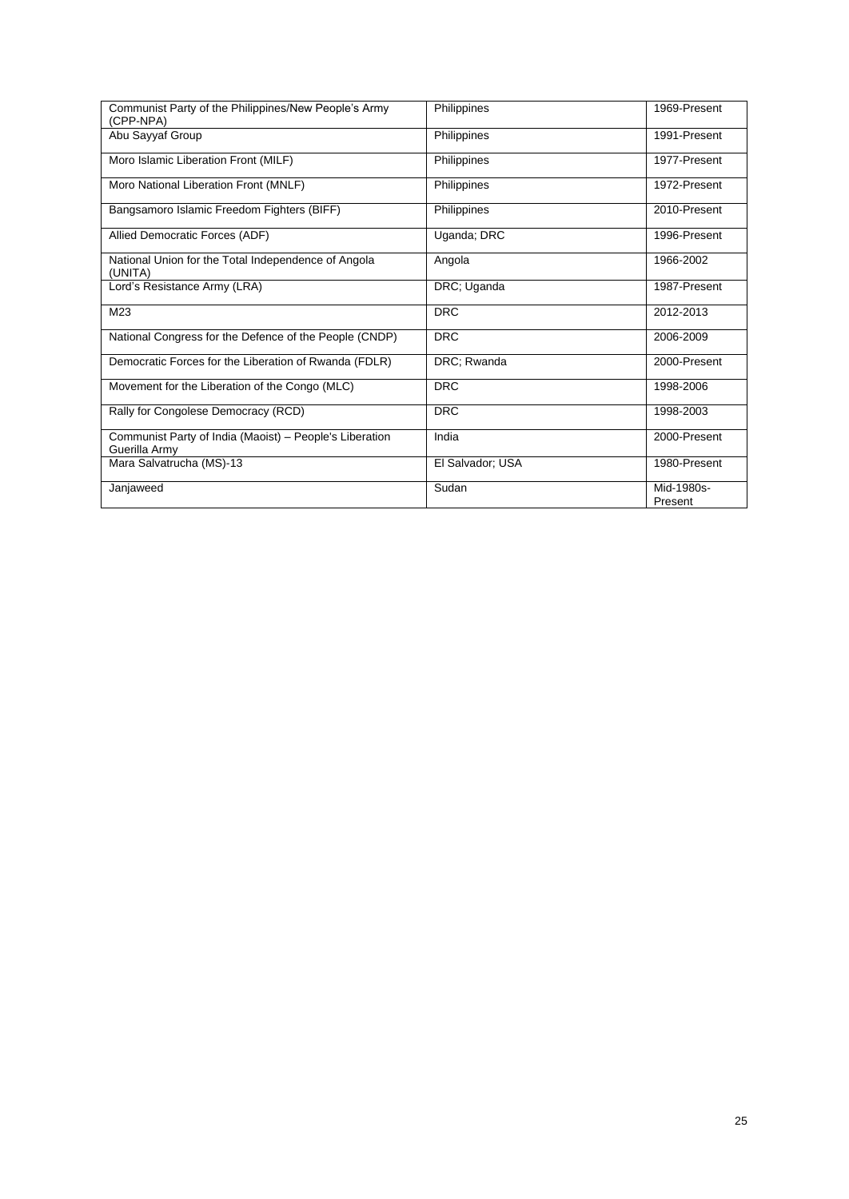| Communist Party of the Philippines/New People's Army (CPP-NPA) | Philippines | 1969-Present |
|---|---|---|
| Abu Sayyaf Group | Philippines | 1991-Present |
| Moro Islamic Liberation Front (MILF) | Philippines | 1977-Present |
| Moro National Liberation Front (MNLF) | Philippines | 1972-Present |
| Bangsamoro Islamic Freedom Fighters (BIFF) | Philippines | 2010-Present |
| Allied Democratic Forces (ADF) | Uganda; DRC | 1996-Present |
| National Union for the Total Independence of Angola (UNITA) | Angola | 1966-2002 |
| Lord's Resistance Army (LRA) | DRC; Uganda | 1987-Present |
| M23 | DRC | 2012-2013 |
| National Congress for the Defence of the People (CNDP) | DRC | 2006-2009 |
| Democratic Forces for the Liberation of Rwanda (FDLR) | DRC; Rwanda | 2000-Present |
| Movement for the Liberation of the Congo (MLC) | DRC | 1998-2006 |
| Rally for Congolese Democracy (RCD) | DRC | 1998-2003 |
| Communist Party of India (Maoist) – People's Liberation Guerilla Army | India | 2000-Present |
| Mara Salvatrucha (MS)-13 | El Salvador; USA | 1980-Present |
| Janjaweed | Sudan | Mid-1980s-Present |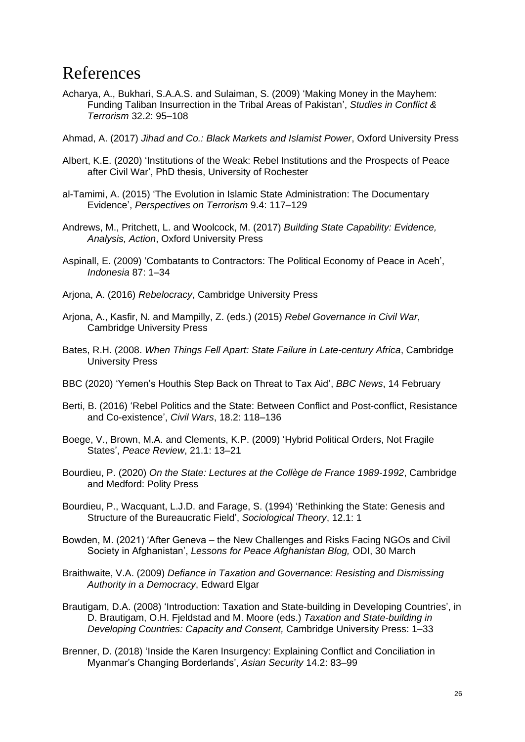# References

Acharya, A., Bukhari, S.A.A.S. and Sulaiman, S. (2009) 'Making Money in the Mayhem: Funding Taliban Insurrection in the Tribal Areas of Pakistan', *Studies in Conflict & Terrorism* 32.2: 95–108

Ahmad, A. (2017) *Jihad and Co.: Black Markets and Islamist Power*, Oxford University Press

Albert, K.E. (2020) 'Institutions of the Weak: Rebel Institutions and the Prospects of Peace after Civil War', PhD thesis, University of Rochester

al-Tamimi, A. (2015) 'The Evolution in Islamic State Administration: The Documentary Evidence', *Perspectives on Terrorism* 9.4: 117–129

Andrews, M., Pritchett, L. and Woolcock, M. (2017) *Building State Capability: Evidence, Analysis, Action*, Oxford University Press

Aspinall, E. (2009) 'Combatants to Contractors: The Political Economy of Peace in Aceh', *Indonesia* 87: 1–34

Arjona, A. (2016) *Rebelocracy*, Cambridge University Press

Arjona, A., Kasfir, N. and Mampilly, Z. (eds.) (2015) *Rebel Governance in Civil War*, Cambridge University Press

Bates, R.H. (2008. *When Things Fell Apart: State Failure in Late-century Africa*, Cambridge University Press

BBC (2020) 'Yemen's Houthis Step Back on Threat to Tax Aid', *BBC News*, 14 February

Berti, B. (2016) 'Rebel Politics and the State: Between Conflict and Post-conflict, Resistance and Co-existence', *Civil Wars*, 18.2: 118–136

Boege, V., Brown, M.A. and Clements, K.P. (2009) 'Hybrid Political Orders, Not Fragile States', *Peace Review*, 21.1: 13–21

Bourdieu, P. (2020) *On the State: Lectures at the Collège de France 1989-1992*, Cambridge and Medford: Polity Press

Bourdieu, P., Wacquant, L.J.D. and Farage, S. (1994) 'Rethinking the State: Genesis and Structure of the Bureaucratic Field', *Sociological Theory*, 12.1: 1

Bowden, M. (2021) 'After Geneva – the New Challenges and Risks Facing NGOs and Civil Society in Afghanistan', *Lessons for Peace Afghanistan Blog,* ODI, 30 March

Braithwaite, V.A. (2009) *Defiance in Taxation and Governance: Resisting and Dismissing Authority in a Democracy*, Edward Elgar

Brautigam, D.A. (2008) 'Introduction: Taxation and State-building in Developing Countries', in D. Brautigam, O.H. Fjeldstad and M. Moore (eds.) *Taxation and State-building in Developing Countries: Capacity and Consent,* Cambridge University Press: 1–33

Brenner, D. (2018) 'Inside the Karen Insurgency: Explaining Conflict and Conciliation in Myanmar's Changing Borderlands', *Asian Security* 14.2: 83–99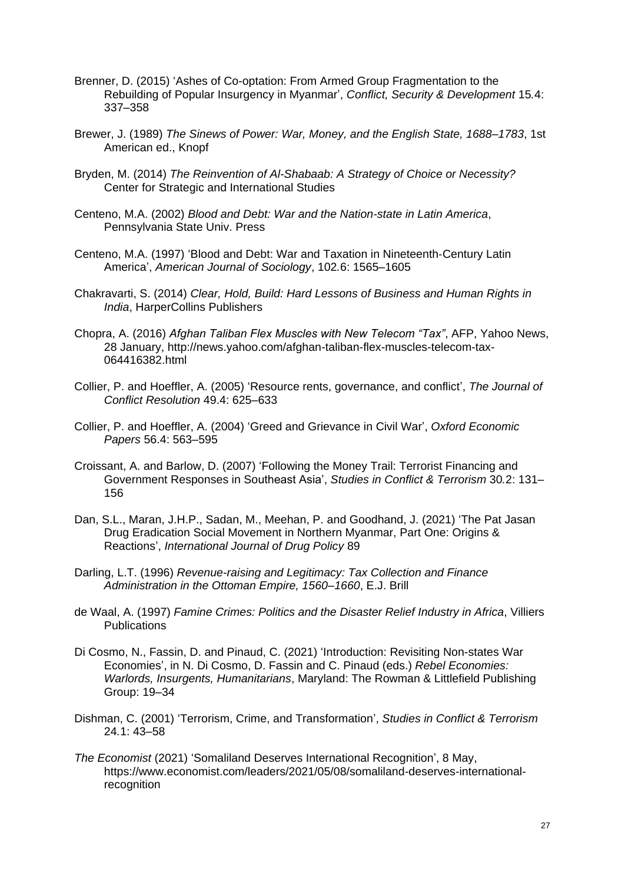Brenner, D. (2015) 'Ashes of Co-optation: From Armed Group Fragmentation to the Rebuilding of Popular Insurgency in Myanmar', *Conflict, Security & Development* 15.4: 337–358

Brewer, J. (1989) *The Sinews of Power: War, Money, and the English State, 1688–1783*, 1st American ed., Knopf

Bryden, M. (2014) *The Reinvention of Al-Shabaab: A Strategy of Choice or Necessity?* Center for Strategic and International Studies

Centeno, M.A. (2002) *Blood and Debt: War and the Nation-state in Latin America*, Pennsylvania State Univ. Press

Centeno, M.A. (1997) 'Blood and Debt: War and Taxation in Nineteenth-Century Latin America', *American Journal of Sociology*, 102.6: 1565–1605

Chakravarti, S. (2014) *Clear, Hold, Build: Hard Lessons of Business and Human Rights in India*, HarperCollins Publishers

Chopra, A. (2016) *Afghan Taliban Flex Muscles with New Telecom "Tax"*, AFP, Yahoo News, 28 January, http://news.yahoo.com/afghan-taliban-flex-muscles-telecom-tax-064416382.html

Collier, P. and Hoeffler, A. (2005) 'Resource rents, governance, and conflict', *The Journal of Conflict Resolution* 49.4: 625–633

Collier, P. and Hoeffler, A. (2004) 'Greed and Grievance in Civil War', *Oxford Economic Papers* 56.4: 563–595

Croissant, A. and Barlow, D. (2007) 'Following the Money Trail: Terrorist Financing and Government Responses in Southeast Asia', *Studies in Conflict & Terrorism* 30.2: 131–156

Dan, S.L., Maran, J.H.P., Sadan, M., Meehan, P. and Goodhand, J. (2021) 'The Pat Jasan Drug Eradication Social Movement in Northern Myanmar, Part One: Origins & Reactions', *International Journal of Drug Policy* 89

Darling, L.T. (1996) *Revenue-raising and Legitimacy: Tax Collection and Finance Administration in the Ottoman Empire, 1560–1660*, E.J. Brill

de Waal, A. (1997) *Famine Crimes: Politics and the Disaster Relief Industry in Africa*, Villiers Publications

Di Cosmo, N., Fassin, D. and Pinaud, C. (2021) 'Introduction: Revisiting Non-states War Economies', in N. Di Cosmo, D. Fassin and C. Pinaud (eds.) *Rebel Economies: Warlords, Insurgents, Humanitarians*, Maryland: The Rowman & Littlefield Publishing Group: 19–34

Dishman, C. (2001) 'Terrorism, Crime, and Transformation', *Studies in Conflict & Terrorism* 24.1: 43–58

*The Economist* (2021) 'Somaliland Deserves International Recognition', 8 May, https://www.economist.com/leaders/2021/05/08/somaliland-deserves-international-recognition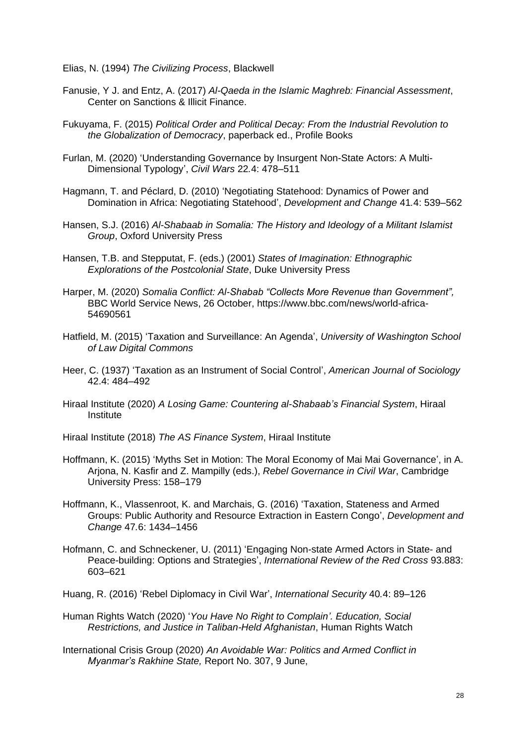Elias, N. (1994) *The Civilizing Process*, Blackwell

Fanusie, Y J. and Entz, A. (2017) *Al-Qaeda in the Islamic Maghreb: Financial Assessment*, Center on Sanctions & Illicit Finance.

Fukuyama, F. (2015) *Political Order and Political Decay: From the Industrial Revolution to the Globalization of Democracy*, paperback ed., Profile Books

Furlan, M. (2020) 'Understanding Governance by Insurgent Non-State Actors: A Multi-Dimensional Typology', *Civil Wars* 22.4: 478–511

Hagmann, T. and Péclard, D. (2010) 'Negotiating Statehood: Dynamics of Power and Domination in Africa: Negotiating Statehood', *Development and Change* 41.4: 539–562

Hansen, S.J. (2016) *Al-Shabaab in Somalia: The History and Ideology of a Militant Islamist Group*, Oxford University Press

Hansen, T.B. and Stepputat, F. (eds.) (2001) *States of Imagination: Ethnographic Explorations of the Postcolonial State*, Duke University Press

Harper, M. (2020) *Somalia Conflict: Al-Shabab "Collects More Revenue than Government",* BBC World Service News, 26 October, https://www.bbc.com/news/world-africa-54690561

Hatfield, M. (2015) 'Taxation and Surveillance: An Agenda', *University of Washington School of Law Digital Commons*

Heer, C. (1937) 'Taxation as an Instrument of Social Control', *American Journal of Sociology* 42.4: 484–492

Hiraal Institute (2020) *A Losing Game: Countering al-Shabaab's Financial System*, Hiraal Institute

Hiraal Institute (2018) *The AS Finance System*, Hiraal Institute

Hoffmann, K. (2015) 'Myths Set in Motion: The Moral Economy of Mai Mai Governance', in A. Arjona, N. Kasfir and Z. Mampilly (eds.), *Rebel Governance in Civil War*, Cambridge University Press: 158–179

Hoffmann, K., Vlassenroot, K. and Marchais, G. (2016) 'Taxation, Stateness and Armed Groups: Public Authority and Resource Extraction in Eastern Congo', *Development and Change* 47.6: 1434–1456

Hofmann, C. and Schneckener, U. (2011) 'Engaging Non-state Armed Actors in State- and Peace-building: Options and Strategies', *International Review of the Red Cross* 93.883: 603–621

Huang, R. (2016) 'Rebel Diplomacy in Civil War', *International Security* 40.4: 89–126

Human Rights Watch (2020) '*You Have No Right to Complain'. Education, Social Restrictions, and Justice in Taliban-Held Afghanistan*, Human Rights Watch

International Crisis Group (2020) *An Avoidable War: Politics and Armed Conflict in Myanmar's Rakhine State,* Report No. 307, 9 June,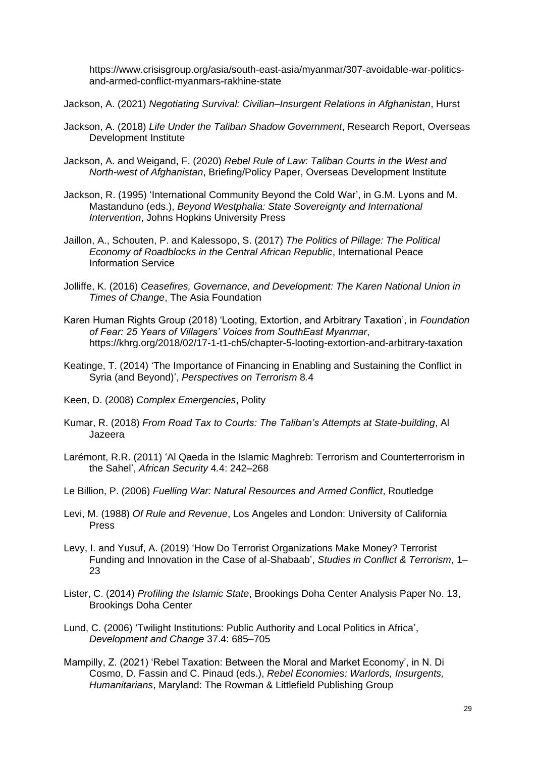https://www.crisisgroup.org/asia/south-east-asia/myanmar/307-avoidable-war-politics-and-armed-conflict-myanmars-rakhine-state

Jackson, A. (2021) *Negotiating Survival: Civilian–Insurgent Relations in Afghanistan*, Hurst

Jackson, A. (2018) *Life Under the Taliban Shadow Government*, Research Report, Overseas Development Institute

Jackson, A. and Weigand, F. (2020) *Rebel Rule of Law: Taliban Courts in the West and North-west of Afghanistan*, Briefing/Policy Paper, Overseas Development Institute

Jackson, R. (1995) 'International Community Beyond the Cold War', in G.M. Lyons and M. Mastanduno (eds.), *Beyond Westphalia: State Sovereignty and International Intervention*, Johns Hopkins University Press

Jaillon, A., Schouten, P. and Kalessopo, S. (2017) *The Politics of Pillage: The Political Economy of Roadblocks in the Central African Republic*, International Peace Information Service

Jolliffe, K. (2016) *Ceasefires, Governance, and Development: The Karen National Union in Times of Change*, The Asia Foundation

Karen Human Rights Group (2018) 'Looting, Extortion, and Arbitrary Taxation', in *Foundation of Fear: 25 Years of Villagers' Voices from SouthEast Myanmar*, https://khrg.org/2018/02/17-1-t1-ch5/chapter-5-looting-extortion-and-arbitrary-taxation

Keatinge, T. (2014) 'The Importance of Financing in Enabling and Sustaining the Conflict in Syria (and Beyond)', *Perspectives on Terrorism* 8.4

Keen, D. (2008) *Complex Emergencies*, Polity

Kumar, R. (2018) *From Road Tax to Courts: The Taliban's Attempts at State-building*, Al Jazeera

Larémont, R.R. (2011) 'Al Qaeda in the Islamic Maghreb: Terrorism and Counterterrorism in the Sahel', *African Security* 4.4: 242–268

Le Billion, P. (2006) *Fuelling War: Natural Resources and Armed Conflict*, Routledge

Levi, M. (1988) *Of Rule and Revenue*, Los Angeles and London: University of California Press

Levy, I. and Yusuf, A. (2019) 'How Do Terrorist Organizations Make Money? Terrorist Funding and Innovation in the Case of al-Shabaab', *Studies in Conflict & Terrorism*, 1–23

Lister, C. (2014) *Profiling the Islamic State*, Brookings Doha Center Analysis Paper No. 13, Brookings Doha Center

Lund, C. (2006) 'Twilight Institutions: Public Authority and Local Politics in Africa', *Development and Change* 37.4: 685–705

Mampilly, Z. (2021) 'Rebel Taxation: Between the Moral and Market Economy', in N. Di Cosmo, D. Fassin and C. Pinaud (eds.), *Rebel Economies: Warlords, Insurgents, Humanitarians*, Maryland: The Rowman & Littlefield Publishing Group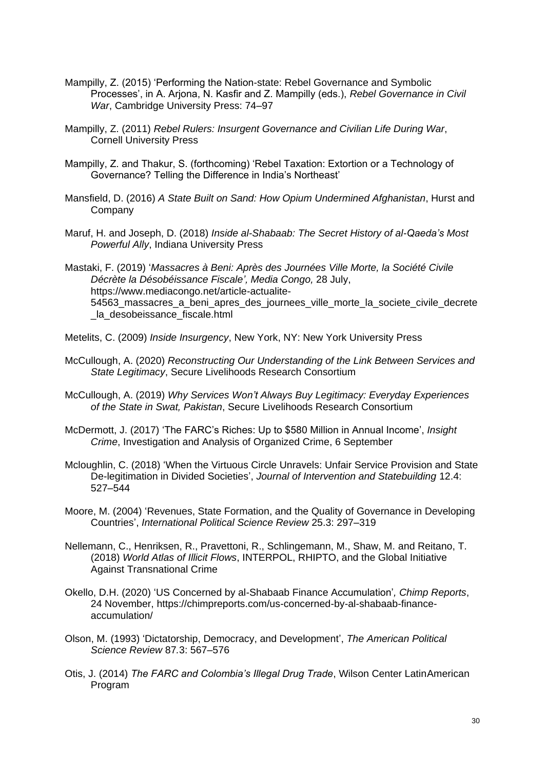Mampilly, Z. (2015) 'Performing the Nation-state: Rebel Governance and Symbolic Processes', in A. Arjona, N. Kasfir and Z. Mampilly (eds.), *Rebel Governance in Civil War*, Cambridge University Press: 74–97

Mampilly, Z. (2011) *Rebel Rulers: Insurgent Governance and Civilian Life During War*, Cornell University Press

Mampilly, Z. and Thakur, S. (forthcoming) 'Rebel Taxation: Extortion or a Technology of Governance? Telling the Difference in India's Northeast'

Mansfield, D. (2016) *A State Built on Sand: How Opium Undermined Afghanistan*, Hurst and Company

Maruf, H. and Joseph, D. (2018) *Inside al-Shabaab: The Secret History of al-Qaeda's Most Powerful Ally*, Indiana University Press

Mastaki, F. (2019) '*Massacres à Beni: Après des Journées Ville Morte, la Société Civile Décrète la Désobéissance Fiscale', Media Congo,* 28 July, https://www.mediacongo.net/article-actualite-54563_massacres_a_beni_apres_des_journees_ville_morte_la_societe_civile_decrete_la_desobeissance_fiscale.html

Metelits, C. (2009) *Inside Insurgency*, New York, NY: New York University Press

McCullough, A. (2020) *Reconstructing Our Understanding of the Link Between Services and State Legitimacy*, Secure Livelihoods Research Consortium

McCullough, A. (2019) *Why Services Won't Always Buy Legitimacy: Everyday Experiences of the State in Swat, Pakistan*, Secure Livelihoods Research Consortium

McDermott, J. (2017) 'The FARC's Riches: Up to $580 Million in Annual Income', *Insight Crime*, Investigation and Analysis of Organized Crime, 6 September

Mcloughlin, C. (2018) 'When the Virtuous Circle Unravels: Unfair Service Provision and State De-legitimation in Divided Societies', *Journal of Intervention and Statebuilding* 12.4: 527–544

Moore, M. (2004) 'Revenues, State Formation, and the Quality of Governance in Developing Countries', *International Political Science Review* 25.3: 297–319

Nellemann, C., Henriksen, R., Pravettoni, R., Schlingemann, M., Shaw, M. and Reitano, T. (2018) *World Atlas of Illicit Flows*, INTERPOL, RHIPTO, and the Global Initiative Against Transnational Crime

Okello, D.H. (2020) 'US Concerned by al-Shabaab Finance Accumulation'*, Chimp Reports*, 24 November, https://chimpreports.com/us-concerned-by-al-shabaab-finance-accumulation/

Olson, M. (1993) 'Dictatorship, Democracy, and Development', *The American Political Science Review* 87.3: 567–576

Otis, J. (2014) *The FARC and Colombia's Illegal Drug Trade*, Wilson Center LatinAmerican Program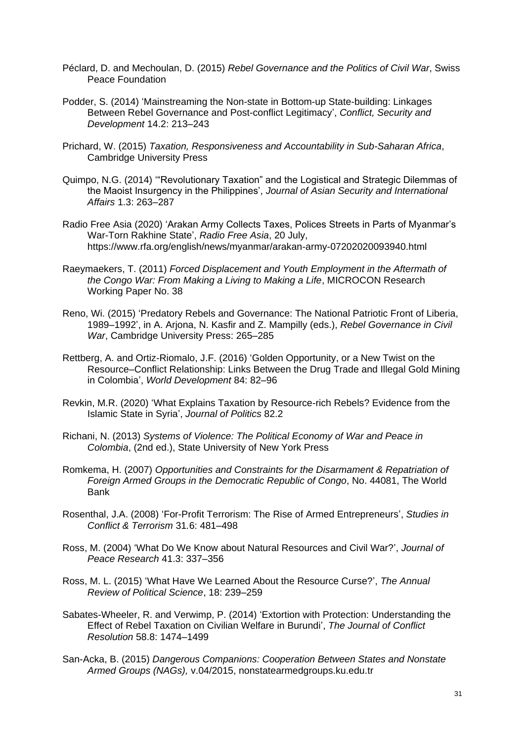Péclard, D. and Mechoulan, D. (2015) *Rebel Governance and the Politics of Civil War*, Swiss Peace Foundation

Podder, S. (2014) 'Mainstreaming the Non-state in Bottom-up State-building: Linkages Between Rebel Governance and Post-conflict Legitimacy', *Conflict, Security and Development* 14.2: 213–243

Prichard, W. (2015) *Taxation, Responsiveness and Accountability in Sub-Saharan Africa*, Cambridge University Press

Quimpo, N.G. (2014) '"Revolutionary Taxation" and the Logistical and Strategic Dilemmas of the Maoist Insurgency in the Philippines', *Journal of Asian Security and International Affairs* 1.3: 263–287

Radio Free Asia (2020) 'Arakan Army Collects Taxes, Polices Streets in Parts of Myanmar's War-Torn Rakhine State', *Radio Free Asia*, 20 July, https://www.rfa.org/english/news/myanmar/arakan-army-07202020093940.html

Raeymaekers, T. (2011) *Forced Displacement and Youth Employment in the Aftermath of the Congo War: From Making a Living to Making a Life*, MICROCON Research Working Paper No. 38

Reno, Wi. (2015) 'Predatory Rebels and Governance: The National Patriotic Front of Liberia, 1989–1992', in A. Arjona, N. Kasfir and Z. Mampilly (eds.), *Rebel Governance in Civil War*, Cambridge University Press: 265–285

Rettberg, A. and Ortiz-Riomalo, J.F. (2016) 'Golden Opportunity, or a New Twist on the Resource–Conflict Relationship: Links Between the Drug Trade and Illegal Gold Mining in Colombia', *World Development* 84: 82–96

Revkin, M.R. (2020) 'What Explains Taxation by Resource-rich Rebels? Evidence from the Islamic State in Syria', *Journal of Politics* 82.2

Richani, N. (2013) *Systems of Violence: The Political Economy of War and Peace in Colombia*, (2nd ed.), State University of New York Press

Romkema, H. (2007) *Opportunities and Constraints for the Disarmament & Repatriation of Foreign Armed Groups in the Democratic Republic of Congo*, No. 44081, The World Bank

Rosenthal, J.A. (2008) 'For-Profit Terrorism: The Rise of Armed Entrepreneurs', *Studies in Conflict & Terrorism* 31.6: 481–498

Ross, M. (2004) 'What Do We Know about Natural Resources and Civil War?', *Journal of Peace Research* 41.3: 337–356

Ross, M. L. (2015) 'What Have We Learned About the Resource Curse?', *The Annual Review of Political Science*, 18: 239–259

Sabates-Wheeler, R. and Verwimp, P. (2014) 'Extortion with Protection: Understanding the Effect of Rebel Taxation on Civilian Welfare in Burundi', *The Journal of Conflict Resolution* 58.8: 1474–1499

San-Acka, B. (2015) *Dangerous Companions: Cooperation Between States and Nonstate Armed Groups (NAGs),* v.04/2015, nonstatearmedgroups.ku.edu.tr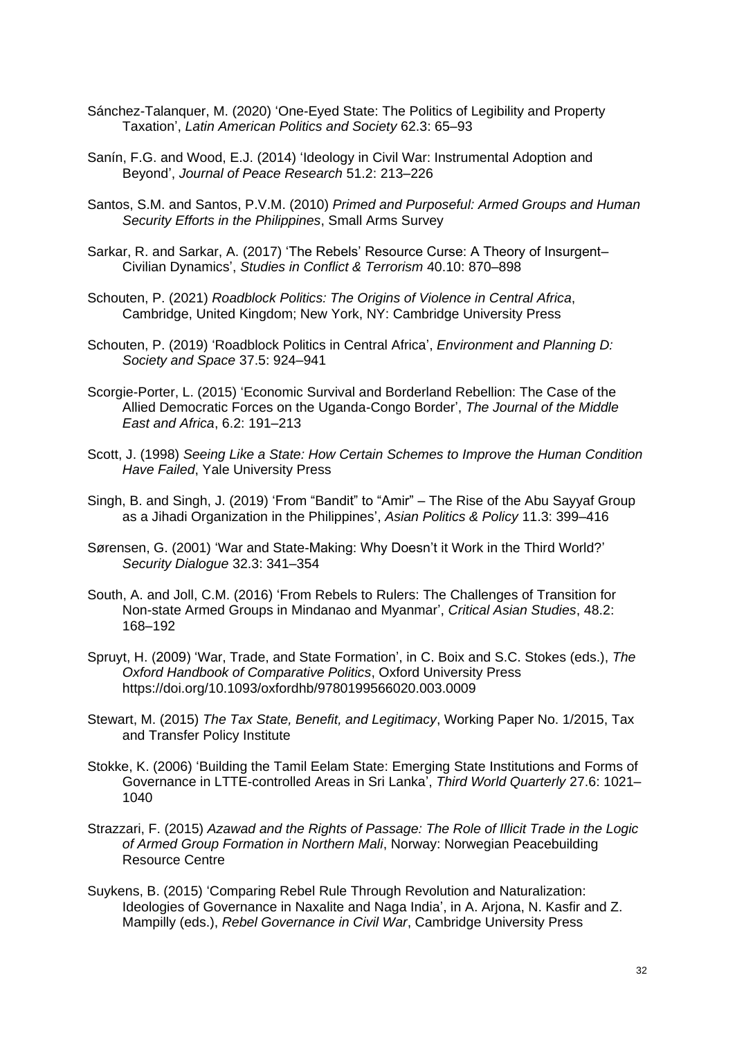Sánchez-Talanquer, M. (2020) 'One-Eyed State: The Politics of Legibility and Property Taxation', *Latin American Politics and Society* 62.3: 65–93

Sanín, F.G. and Wood, E.J. (2014) 'Ideology in Civil War: Instrumental Adoption and Beyond', *Journal of Peace Research* 51.2: 213–226

Santos, S.M. and Santos, P.V.M. (2010) *Primed and Purposeful: Armed Groups and Human Security Efforts in the Philippines*, Small Arms Survey

Sarkar, R. and Sarkar, A. (2017) 'The Rebels' Resource Curse: A Theory of Insurgent–Civilian Dynamics', *Studies in Conflict & Terrorism* 40.10: 870–898

Schouten, P. (2021) *Roadblock Politics: The Origins of Violence in Central Africa*, Cambridge, United Kingdom; New York, NY: Cambridge University Press

Schouten, P. (2019) 'Roadblock Politics in Central Africa', *Environment and Planning D: Society and Space* 37.5: 924–941

Scorgie-Porter, L. (2015) 'Economic Survival and Borderland Rebellion: The Case of the Allied Democratic Forces on the Uganda-Congo Border', *The Journal of the Middle East and Africa*, 6.2: 191–213

Scott, J. (1998) *Seeing Like a State: How Certain Schemes to Improve the Human Condition Have Failed*, Yale University Press

Singh, B. and Singh, J. (2019) 'From "Bandit" to "Amir" – The Rise of the Abu Sayyaf Group as a Jihadi Organization in the Philippines', *Asian Politics & Policy* 11.3: 399–416

Sørensen, G. (2001) 'War and State-Making: Why Doesn't it Work in the Third World?' *Security Dialogue* 32.3: 341–354

South, A. and Joll, C.M. (2016) 'From Rebels to Rulers: The Challenges of Transition for Non-state Armed Groups in Mindanao and Myanmar', *Critical Asian Studies*, 48.2: 168–192

Spruyt, H. (2009) 'War, Trade, and State Formation', in C. Boix and S.C. Stokes (eds.), *The Oxford Handbook of Comparative Politics*, Oxford University Press https://doi.org/10.1093/oxfordhb/9780199566020.003.0009

Stewart, M. (2015) *The Tax State, Benefit, and Legitimacy*, Working Paper No. 1/2015, Tax and Transfer Policy Institute

Stokke, K. (2006) 'Building the Tamil Eelam State: Emerging State Institutions and Forms of Governance in LTTE-controlled Areas in Sri Lanka', *Third World Quarterly* 27.6: 1021–1040

Strazzari, F. (2015) *Azawad and the Rights of Passage: The Role of Illicit Trade in the Logic of Armed Group Formation in Northern Mali*, Norway: Norwegian Peacebuilding Resource Centre

Suykens, B. (2015) 'Comparing Rebel Rule Through Revolution and Naturalization: Ideologies of Governance in Naxalite and Naga India', in A. Arjona, N. Kasfir and Z. Mampilly (eds.), *Rebel Governance in Civil War*, Cambridge University Press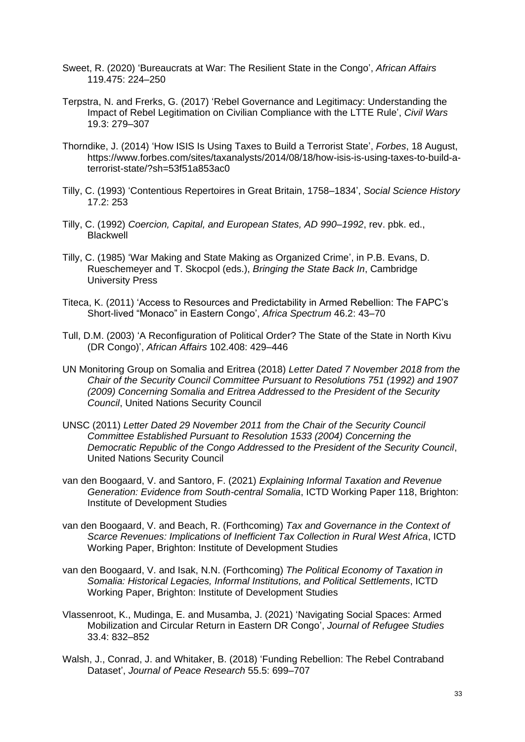Sweet, R. (2020) 'Bureaucrats at War: The Resilient State in the Congo', *African Affairs* 119.475: 224–250

Terpstra, N. and Frerks, G. (2017) 'Rebel Governance and Legitimacy: Understanding the Impact of Rebel Legitimation on Civilian Compliance with the LTTE Rule', *Civil Wars* 19.3: 279–307

Thorndike, J. (2014) 'How ISIS Is Using Taxes to Build a Terrorist State', *Forbes*, 18 August, https://www.forbes.com/sites/taxanalysts/2014/08/18/how-isis-is-using-taxes-to-build-a-terrorist-state/?sh=53f51a853ac0

Tilly, C. (1993) 'Contentious Repertoires in Great Britain, 1758–1834', *Social Science History* 17.2: 253

Tilly, C. (1992) *Coercion, Capital, and European States, AD 990–1992*, rev. pbk. ed., Blackwell

Tilly, C. (1985) 'War Making and State Making as Organized Crime', in P.B. Evans, D. Rueschemeyer and T. Skocpol (eds.), *Bringing the State Back In*, Cambridge University Press

Titeca, K. (2011) 'Access to Resources and Predictability in Armed Rebellion: The FAPC's Short-lived "Monaco" in Eastern Congo', *Africa Spectrum* 46.2: 43–70

Tull, D.M. (2003) 'A Reconfiguration of Political Order? The State of the State in North Kivu (DR Congo)', *African Affairs* 102.408: 429–446

UN Monitoring Group on Somalia and Eritrea (2018) *Letter Dated 7 November 2018 from the Chair of the Security Council Committee Pursuant to Resolutions 751 (1992) and 1907 (2009) Concerning Somalia and Eritrea Addressed to the President of the Security Council*, United Nations Security Council

UNSC (2011) *Letter Dated 29 November 2011 from the Chair of the Security Council Committee Established Pursuant to Resolution 1533 (2004) Concerning the Democratic Republic of the Congo Addressed to the President of the Security Council*, United Nations Security Council

van den Boogaard, V. and Santoro, F. (2021) *Explaining Informal Taxation and Revenue Generation: Evidence from South-central Somalia*, ICTD Working Paper 118, Brighton: Institute of Development Studies

van den Boogaard, V. and Beach, R. (Forthcoming) *Tax and Governance in the Context of Scarce Revenues: Implications of Inefficient Tax Collection in Rural West Africa*, ICTD Working Paper, Brighton: Institute of Development Studies

van den Boogaard, V. and Isak, N.N. (Forthcoming) *The Political Economy of Taxation in Somalia: Historical Legacies, Informal Institutions, and Political Settlements*, ICTD Working Paper, Brighton: Institute of Development Studies

Vlassenroot, K., Mudinga, E. and Musamba, J. (2021) 'Navigating Social Spaces: Armed Mobilization and Circular Return in Eastern DR Congo', *Journal of Refugee Studies* 33.4: 832–852

Walsh, J., Conrad, J. and Whitaker, B. (2018) 'Funding Rebellion: The Rebel Contraband Dataset', *Journal of Peace Research* 55.5: 699–707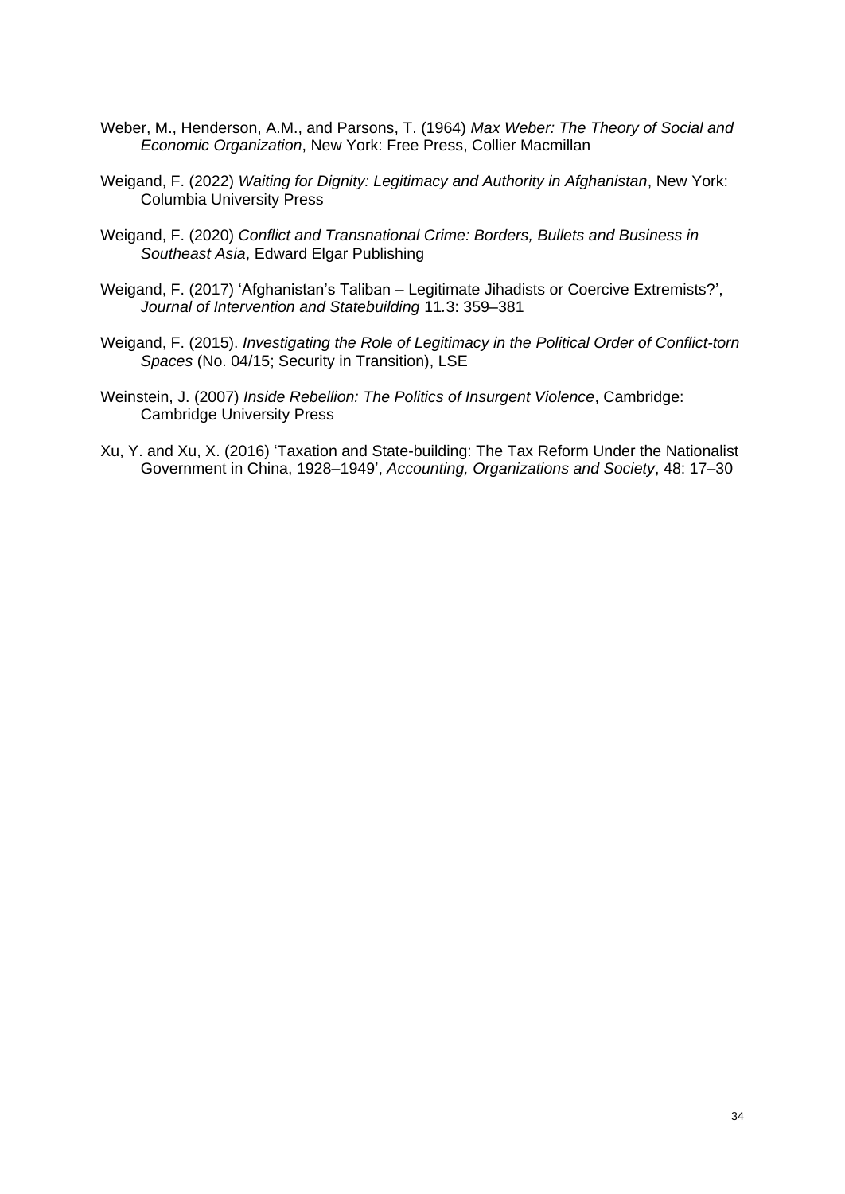Weber, M., Henderson, A.M., and Parsons, T. (1964) *Max Weber: The Theory of Social and Economic Organization*, New York: Free Press, Collier Macmillan

Weigand, F. (2022) *Waiting for Dignity: Legitimacy and Authority in Afghanistan*, New York: Columbia University Press

Weigand, F. (2020) *Conflict and Transnational Crime: Borders, Bullets and Business in Southeast Asia*, Edward Elgar Publishing

Weigand, F. (2017) 'Afghanistan's Taliban – Legitimate Jihadists or Coercive Extremists?', *Journal of Intervention and Statebuilding* 11.3: 359–381

Weigand, F. (2015). *Investigating the Role of Legitimacy in the Political Order of Conflict-torn Spaces* (No. 04/15; Security in Transition), LSE

Weinstein, J. (2007) *Inside Rebellion: The Politics of Insurgent Violence*, Cambridge: Cambridge University Press

Xu, Y. and Xu, X. (2016) 'Taxation and State-building: The Tax Reform Under the Nationalist Government in China, 1928–1949', *Accounting, Organizations and Society*, 48: 17–30